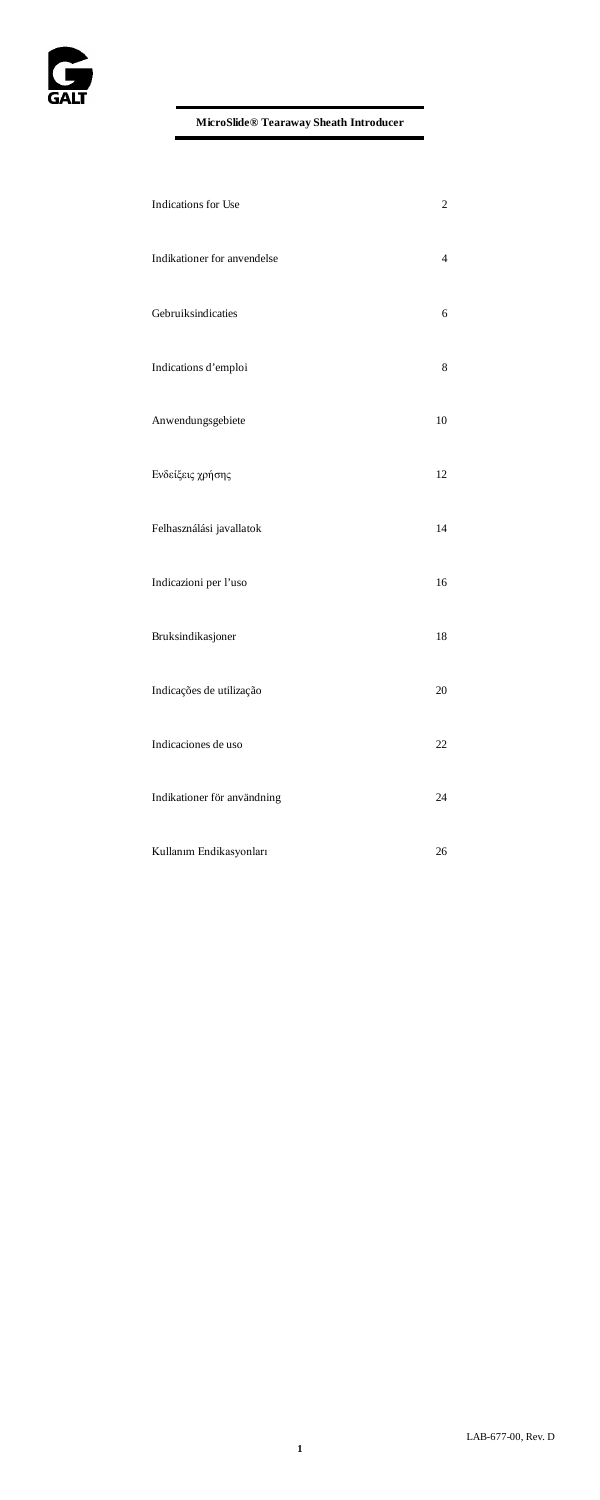GALT

**MicroSlide® Tearaway Sheath Introducer**

| | |
|---|---|
| Indications for Use | 2 |
| Indikationer for anvendelse | 4 |
| Gebruiksindicaties | 6 |
| Indications d'emploi | 8 |
| Anwendungsgebiete | 10 |
| Ενδείξεις χρήσης | 12 |
| Felhasználási javallatok | 14 |
| Indicazioni per l'uso | 16 |
| Bruksindikasjoner | 18 |
| Indicações de utilização | 20 |
| Indicaciones de uso | 22 |
| Indikationer för användning | 24 |
| Kullanım Endikasyonları | 26 |

LAB-677-00, Rev. D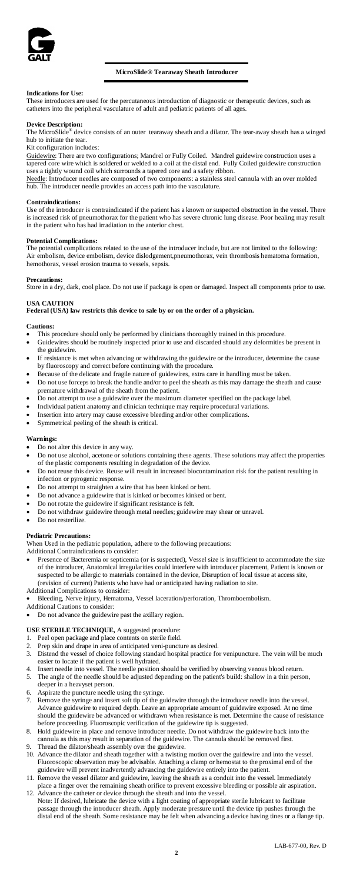## MicroSlide® Tearaway Sheath Introducer

**Indications for Use:**
These introducers are used for the percutaneous introduction of diagnostic or therapeutic devices, such as catheters into the peripheral vasculature of adult and pediatric patients of all ages.

**Device Description:**
The MicroSlide® device consists of an outer tearaway sheath and a dilator. The tear-away sheath has a winged hub to initiate the tear.
Kit configuration includes:
Guidewire: There are two configurations; Mandrel or Fully Coiled. Mandrel guidewire construction uses a tapered core wire which is soldered or welded to a coil at the distal end. Fully Coiled guidewire construction uses a tightly wound coil which surrounds a tapered core and a safety ribbon.
Needle: Introducer needles are composed of two components: a stainless steel cannula with an over molded hub. The introducer needle provides an access path into the vasculature.

**Contraindications:**
Use of the introducer is contraindicated if the patient has a known or suspected obstruction in the vessel. There is increased risk of pneumothorax for the patient who has severe chronic lung disease. Poor healing may result in the patient who has had irradiation to the anterior chest.

**Potential Complications:**
The potential complications related to the use of the introducer include, but are not limited to the following: Air embolism, device embolism, device dislodgement,pneumothorax, vein thrombosis hematoma formation, hemothorax, vessel erosion trauma to vessels, sepsis.

**Precautions:**
Store in a dry, dark, cool place. Do not use if package is open or damaged. Inspect all components prior to use.

**USA CAUTION**
**Federal (USA) law restricts this device to sale by or on the order of a physician.**

**Cautions:**
- This procedure should only be performed by clinicians thoroughly trained in this procedure.
- Guidewires should be routinely inspected prior to use and discarded should any deformities be present in the guidewire.
- If resistance is met when advancing or withdrawing the guidewire or the introducer, determine the cause by fluoroscopy and correct before continuing with the procedure.
- Because of the delicate and fragile nature of guidewires, extra care in handling must be taken.
- Do not use forceps to break the handle and/or to peel the sheath as this may damage the sheath and cause premature withdrawal of the sheath from the patient.
- Do not attempt to use a guidewire over the maximum diameter specified on the package label.
- Individual patient anatomy and clinician technique may require procedural variations.
- Insertion into artery may cause excessive bleeding and/or other complications.
- Symmetrical peeling of the sheath is critical.

**Warnings:**
- Do not alter this device in any way.
- Do not use alcohol, acetone or solutions containing these agents. These solutions may affect the properties of the plastic components resulting in degradation of the device.
- Do not reuse this device. Reuse will result in increased biocontamination risk for the patient resulting in infection or pyrogenic response.
- Do not attempt to straighten a wire that has been kinked or bent.
- Do not advance a guidewire that is kinked or becomes kinked or bent.
- Do not rotate the guidewire if significant resistance is felt.
- Do not withdraw guidewire through metal needles; guidewire may shear or unravel.
- Do not resterilize.

**Pediatric Precautions:**
When Used in the pediatric population, adhere to the following precautions:
Additional Contraindications to consider:
- Presence of Bacteremia or septicemia (or is suspected), Vessel size is insufficient to accommodate the size of the introducer, Anatomical irregularities could interfere with introducer placement, Patient is known or suspected to be allergic to materials contained in the device, Disruption of local tissue at access site, (revision of current) Patients who have had or anticipated having radiation to site.

Additional Complications to consider:
- Bleeding, Nerve injury, Hematoma, Vessel laceration/perforation, Thromboembolism.

Additional Cautions to consider:
- Do not advance the guidewire past the axillary region.

**USE STERILE TECHNIQUE,** A suggested procedure:
1. Peel open package and place contents on sterile field.
2. Prep skin and drape in area of anticipated veni-puncture as desired.
3. Distend the vessel of choice following standard hospital practice for venipuncture. The vein will be much easier to locate if the patient is well hydrated.
4. Insert needle into vessel. The needle position should be verified by observing venous blood return.
5. The angle of the needle should be adjusted depending on the patient's build: shallow in a thin person, deeper in a heavyset person.
6. Aspirate the puncture needle using the syringe.
7. Remove the syringe and insert soft tip of the guidewire through the introducer needle into the vessel. Advance guidewire to required depth. Leave an appropriate amount of guidewire exposed. At no time should the guidewire be advanced or withdrawn when resistance is met. Determine the cause of resistance before proceeding. Fluoroscopic verification of the guidewire tip is suggested.
8. Hold guidewire in place and remove introducer needle. Do not withdraw the guidewire back into the cannula as this may result in separation of the guidewire. The cannula should be removed first.
9. Thread the dilator/sheath assembly over the guidewire.
10. Advance the dilator and sheath together with a twisting motion over the guidewire and into the vessel. Fluoroscopic observation may be advisable. Attaching a clamp or hemostat to the proximal end of the guidewire will prevent inadvertently advancing the guidewire entirely into the patient.
11. Remove the vessel dilator and guidewire, leaving the sheath as a conduit into the vessel. Immediately place a finger over the remaining sheath orifice to prevent excessive bleeding or possible air aspiration.
12. Advance the catheter or device through the sheath and into the vessel.
    Note: If desired, lubricate the device with a light coating of appropriate sterile lubricant to facilitate passage through the introducer sheath. Apply moderate pressure until the device tip pushes through the distal end of the sheath. Some resistance may be felt when advancing a device having tines or a flange tip.

LAB-677-00, Rev. D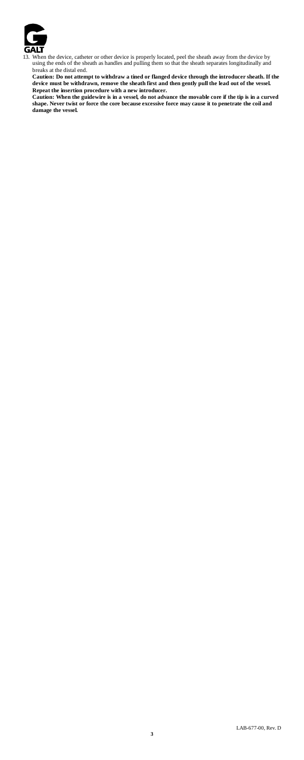13. When the device, catheter or other device is properly located, peel the sheath away from the device by using the ends of the sheath as handles and pulling them so that the sheath separates longitudinally and breaks at the distal end.

**Caution: Do not attempt to withdraw a tined or flanged device through the introducer sheath. If the device must be withdrawn, remove the sheath first and then gently pull the lead out of the vessel. Repeat the insertion procedure with a new introducer.**

**Caution: When the guidewire is in a vessel, do not advance the movable core if the tip is in a curved shape. Never twist or force the core because excessive force may cause it to penetrate the coil and damage the vessel.**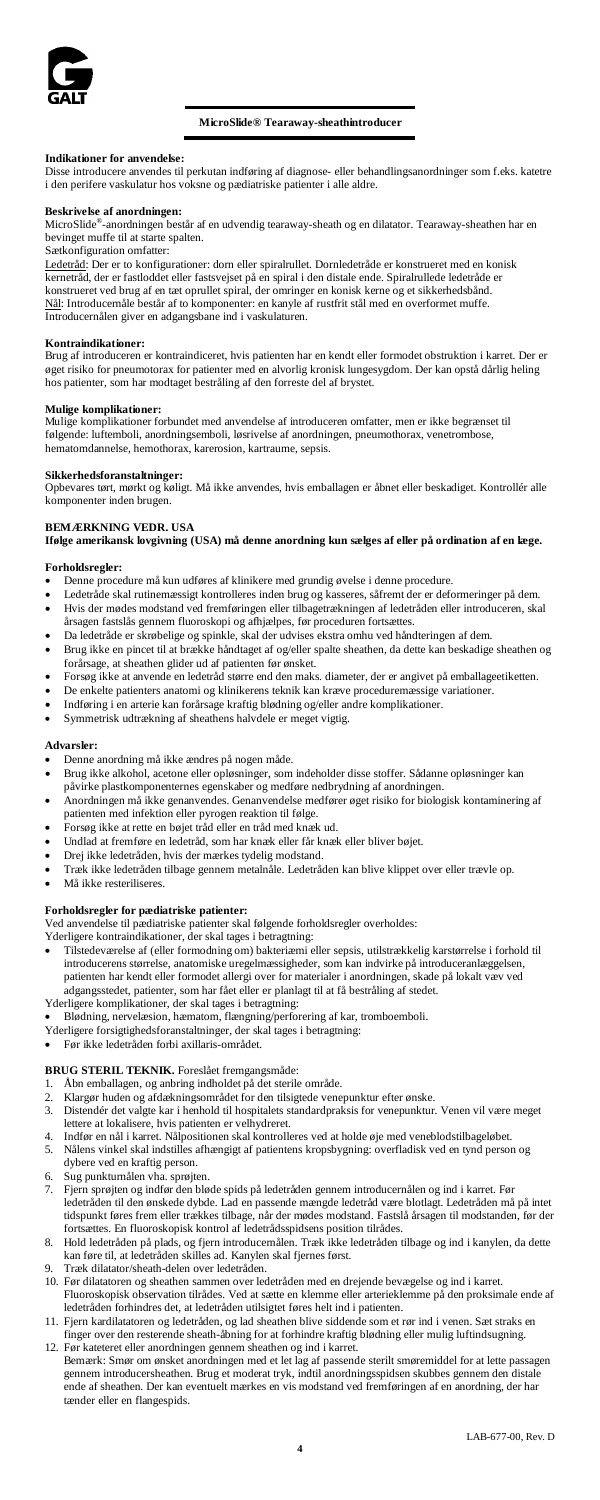**MicroSlide® Tearaway-sheathintroducer**

**Indikationer for anvendelse:**
Disse introducere anvendes til perkutan indføring af diagnose- eller behandlingsanordninger som f.eks. katetre i den perifere vaskulatur hos voksne og pædiatriske patienter i alle aldre.

**Beskrivelse af anordningen:**
MicroSlide®-anordningen består af en udvendig tearaway-sheath og en dilatator. Tearaway-sheathen har en bevinget muffe til at starte spalten.
Sætkonfiguration omfatter:
Ledetråd: Der er to konfigurationer: dorn eller spiralrullet. Dornledetråde er konstrueret med en konisk kernetråd, der er fastloddet eller fastsvejset på en spiral i den distale ende. Spiralrullede ledetråde er konstrueret ved brug af en tæt opstrullet spiral, der omringer en konisk kerne og et sikkerhedsbånd.
Nål: Introducernåle består af to komponenter: en kanyle af rustfrit stål med en overformet muffe. Introducernålen giver en adgangsbane ind i vaskulaturen.

**Kontraindikationer:**
Brug af introduceren er kontraindiceret, hvis patienten har en kendt eller formodet obstruktion i karret. Der er øget risiko for pneumotorax for patienter med en alvorlig kronisk lungesygdom. Der kan opstå dårlig heling hos patienter, som har modtaget bestråling af den forreste del af brystet.

**Mulige komplikationer:**
Mulige komplikationer forbundet med anvendelse af introduceren omfatter, men er ikke begrænset til følgende: luftemboli, anordningsemboli, løsrivelse af anordningen, pneumothorax, venetrombose, hematomdannelse, hemothorax, karerosion, kartraume, sepsis.

**Sikkerhedsforanstaltninger:**
Opbevares tørt, mørkt og køligt. Må ikke anvendes, hvis emballagen er åbnet eller beskadiget. Kontrollér alle komponenter inden brugen.

**BEMÆRKNING VEDR. USA**
**Ifølge amerikansk lovgivning (USA) må denne anordning kun sælges af eller på ordination af en læge.**

**Forholdsregler:**
- Denne procedure må kun udføres af klinikere med grundig øvelse i denne procedure.
- Ledetråde skal rutinemæssigt kontrolleres inden brug og kasseres, såfremt der er deformeringer på dem.
- Hvis der mødes modstand ved fremføringen eller tilbagetrækningen af ledetråden eller introduceren, skal årsagen fastslås gennem fluoroskopi og afhjælpes, før proceduren fortsættes.
- Da ledetråde er skrøbelige og spinkle, skal der udvises ekstra omhu ved håndteringen af dem.
- Brug ikke en pincet til at brække håndtaget af og/eller spalte sheathen, da dette kan beskadige sheathen og forårsage, at sheathen glider ud af patienten før ønsket.
- Forsøg ikke at anvende en ledetråd større end den maks. diameter, der er angivet på emballageetiketten.
- De enkelte patienters anatomi og klinikerens teknik kan kræve proceduremæssige variationer.
- Indføring i en arterie kan forårsage kraftig blødning og/eller andre komplikationer.
- Symmetrisk udtrækning af sheathens halvdele er meget vigtig.

**Advarsler:**
- Denne anordning må ikke ændres på nogen måde.
- Brug ikke alkohol, acetone eller opløsninger, som indeholder disse stoffer. Sådanne opløsninger kan påvirke plastkomponenternes egenskaber og medføre nedbrydning af anordningen.
- Anordningen må ikke genanvendes. Genanvendelse medfører øget risiko for biologisk kontaminering af patienten med infektion eller pyrogen reaktion til følge.
- Forsøg ikke at rette en bøjet tråd eller en tråd med knæk ud.
- Undlad at fremføre en ledetråd, som har knæk eller får knæk eller bliver bøjet.
- Drej ikke ledetråden, hvis der mærkes tydelig modstand.
- Træk ikke ledetråden tilbage gennem metalnåle. Ledetråden kan blive klippet over eller trævle op.
- Må ikke resteriliseres.

**Forholdsregler for pædiatriske patienter:**
Ved anvendelse til pædiatriske patienter skal følgende forholdsregler overholdes:
Yderligere kontraindikationer, der skal tages i betragtning:
- Tilstedeværelse af (eller formodning om) bakteriæmi eller sepsis, utilstrækkelig karstørrelse i forhold til introducerens størrelse, anatomiske uregelmæssigheder, som kan indvirke på introduceranlæggelsen, patienten har kendt eller formodet allergi over for materialer i anordningen, skade på lokalt væv ved adgangsstedet, patienter, som har fået eller er planlagt til at få bestråling af stedet.

Yderligere komplikationer, der skal tages i betragtning:
- Blødning, nervelæsion, hæmatom, flængning/perforering af kar, tromboemboli.

Yderligere forsigtighedsforanstaltninger, der skal tages i betragtning:
- Før ikke ledetråden forbi axillaris-området.

**BRUG STERIL TEKNIK.** Foreslået fremgangsmåde:
1. Åbn emballagen, og anbring indholdet på det sterile område.
2. Klargør huden og afdækningsområdet for den tilsigtede venepunktur efter ønske.
3. Distendér det valgte kar i henhold til hospitalets standardpraksis for venepunktur. Venen vil være meget lettere at lokalisere, hvis patienten er velhydreret.
4. Indfør en nål i karret. Nålpositionen skal kontrolleres ved at holde øje med veneblodstilbageløbet.
5. Nålens vinkel skal indstilles afhængigt af patientens kropsbygning: overfladisk ved en tynd person og dybere ved en kraftig person.
6. Sug punkturnålen vha. sprøjten.
7. Fjern sprøjten og indfør den bløde spids på ledetråden gennem introducernålen og ind i karret. Før ledetråden til den ønskede dybde. Lad en passende mængde ledetråd være blotlagt. Ledetråden må på intet tidspunkt føres frem eller trækkes tilbage, når der mødes modstand. Fastslå årsagen til modstanden, før der fortsættes. En fluoroskopisk kontrol af ledetrådsspidsens position tilrådes.
8. Hold ledetråden på plads, og fjern introducernålen. Træk ikke ledetråden tilbage og ind i kanylen, da dette kan føre til, at ledetråden skilles ad. Kanylen skal fjernes først.
9. Træk dilatator/sheath-delen over ledetråden.
10. Før dilatatoren og sheathen sammen over ledetråden med en drejende bevægelse og ind i karret. Fluoroskopisk observation tilrådes. Ved at sætte en klemme eller arterieklemme på den proksimale ende af ledetråden forhindres det, at ledetråden utilsigtet føres helt ind i patienten.
11. Fjern kardilatatoren og ledetråden, og lad sheathen blive siddende som et rør ind i venen. Sæt straks en finger over den resterende sheath-åbning for at forhindre kraftig blødning eller mulig luftindsugning.
12. Før kateteret eller anordningen gennem sheathen og ind i karret.
    Bemærk: Smør om ønsket anordningen med et let lag af passende sterilt smøremiddel for at lette passagen gennem introducersheathen. Brug et moderat tryk, indtil anordningsspidsen skubbes gennem den distale ende af sheathen. Der kan eventuelt mærkes en vis modstand ved fremføringen af en anordning, der har tænder eller en flangespids.

LAB-677-00, Rev. D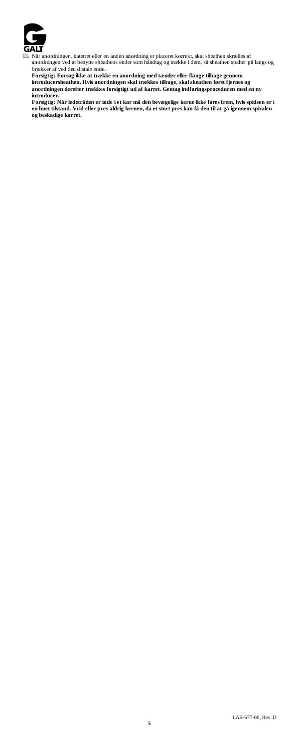13. Når anordningen, katetret eller en anden anordning er placeret korrekt, skal sheathen skrælles af anordningen ved at benytte sheathens ender som håndtag og trække i dem, så sheathen spalter på langs og brækker af ved den distale ende.

   **Forsigtig: Forsøg ikke at trække en anordning med tænder eller flange tilbage gennem introducersheathen. Hvis anordningen skal trækkes tilbage, skal sheathen først fjernes og anordningen derefter trækkes forsigtigt ud af karret. Gentag indføringsproceduren med en ny introducer.**

   **Forsigtig: Når ledetråden er inde i et kar må den bevægelige kerne ikke føres frem, hvis spidsen er i en buet tilstand. Vrid eller pres aldrig kernen, da et stort pres kan få den til at gå igennem spiralen og beskadige karret.**

LAB-677-00, Rev. D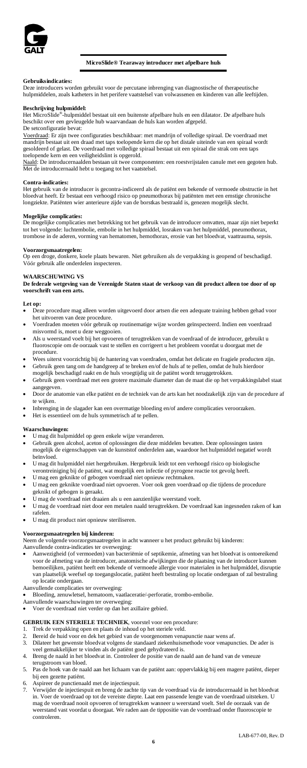**MicroSlide® Tearaway introducer met afpelbare huls**

**Gebruiksindicaties:**
Deze introducers worden gebruikt voor de percutane inbrenging van diagnostische of therapeutische hulpmiddelen, zoals katheters in het perifere vaatstelsel van volwassenen en kinderen van alle leeftijden.

**Beschrijving hulpmiddel:**
Het MicroSlide®-hulpmiddel bestaat uit een buitenste afpelbare huls en een dilatator. De afpelbare huls beschikt over een gevleugelde hub waarvandaan de huls kan worden afgepeld.
De setconfiguratie bevat:

Voerdraad: Er zijn twee configuraties beschikbaar: met mandrijn of volledige spiraal. De voerdraad met mandrijn bestaat uit een draad met taps toelopende kern die op het distale uiteinde van een spiraal wordt gesoldeerd of gelast. De voerdraad met volledige spiraal bestaat uit een spiraal die strak om een taps toelopende kern en een veiligheidslint is opgerold.

Naald: De introducernaalden bestaan uit twee componenten: een roestvrijstalen canule met een gegoten hub. Met de introducernaald hebt u toegang tot het vaatstelsel.

**Contra-indicaties:**
Het gebruik van de introducer is gecontra-indiceerd als de patiënt een bekende of vermoede obstructie in het bloedvat heeft. Er bestaat een verhoogd risico op pneumothorax bij patiënten met een ernstige chronische longziekte. Patiënten wier anterieure zijde van de borstkas bestraald is, genezen mogelijk slecht.

**Mogelijke complicaties:**
De mogelijke complicaties met betrekking tot het gebruik van de introducer omvatten, maar zijn niet beperkt tot het volgende: luchtembolie, embolie in het hulpmiddel, losraken van het hulpmiddel, pneumothorax, trombose in de aderen, vorming van hematomen, hemothorax, erosie van het bloedvat, vaattrauma, sepsis.

**Voorzorgsmaatregelen:**
Op een droge, donkere, koele plaats bewaren. Niet gebruiken als de verpakking is geopend of beschadigd. Vóór gebruik alle onderdelen inspecteren.

**WAARSCHUWING VS**
**De federale wetgeving van de Verenigde Staten staat de verkoop van dit product alleen toe door of op voorschrift van een arts.**

**Let op:**

- Deze procedure mag alleen worden uitgevoerd door artsen die een adequate training hebben gehad voor het uitvoeren van deze procedure.
- Voerdraden moeten vóór gebruik op routinematige wijze worden geïnspecteerd. Indien een voerdraad misvormd is, moet u deze weggooien.
- Als u weerstand voelt bij het opvoeren of terugtrekken van de voerdraad of de introducer, gebruikt u fluoroscopie om de oorzaak vast te stellen en corrigeert u het probleem voordat u doorgaat met de procedure.
- Wees uiterst voorzichtig bij de hantering van voerdraden, omdat het delicate en fragiele producten zijn.
- Gebruik geen tang om de handgreep af te breken en/of de huls af te pellen, omdat de huls hierdoor mogelijk beschadigd raakt en de huls vroegtijdig uit de patiënt wordt teruggetrokken.
- Gebruik geen voerdraad met een grotere maximale diameter dan de maat die op het verpakkingslabel staat aangegeven.
- Door de anatomie van elke patiënt en de techniek van de arts kan het noodzakelijk zijn van de procedure af te wijken.
- Inbrenging in de slagader kan een overmatige bloeding en/of andere complicaties veroorzaken.
- Het is essentieel om de huls symmetrisch af te pellen.

**Waarschuwingen:**

- U mag dit hulpmiddel op geen enkele wijze veranderen.
- Gebruik geen alcohol, aceton of oplossingen die deze middelen bevatten. Deze oplossingen tasten mogelijk de eigenschappen van de kunststof onderdelen aan, waardoor het hulpmiddel negatief wordt beïnvloed.
- U mag dit hulpmiddel niet hergebruiken. Hergebruik leidt tot een verhoogd risico op biologische verontreiniging bij de patiënt, wat mogelijk een infectie of pyrogene reactie tot gevolg heeft.
- U mag een geknikte of gebogen voerdraad niet opnieuw rechtmaken.
- U mag een geknikte voerdraad niet opvoeren. Voer ook geen voerdraad op die tijdens de procedure geknikt of gebogen is geraakt.
- U mag de voerdraad niet draaien als u een aanzienlijke weerstand voelt.
- U mag de voerdraad niet door een metalen naald terugtrekken. De voerdraad kan ingesneden raken of kan rafelen.
- U mag dit product niet opnieuw steriliseren.

**Voorzorgsmaatregelen bij kinderen:**
Neem de volgende voorzorgsmaatregelen in acht wanneer u het product gebruikt bij kinderen:
Aanvullende contra-indicaties ter overweging:

- Aanwezigheid (of vermoeden) van bacteriëmie of septikemie, afmeting van het bloedvat is ontoereikend voor de afmeting van de introducer, anatomische afwijkingen die de plaatsing van de introducer kunnen bemoeilijken, patiënt heeft een bekende of vermoede allergie voor materialen in het hulpmiddel, disruptie van plaatselijk weefsel op toegangslocatie, patiënt heeft bestraling op locatie ondergaan of zal bestraling op locatie ondergaan.

Aanvullende complicaties ter overweging:

- Bloeding, zenuwletsel, hematoom, vaatlaceratie/-perforatie, trombo-embolie.

Aanvullende waarschuwingen ter overweging:

- Voer de voerdraad niet verder op dan het axillaire gebied.

**GEBRUIK EEN STERIELE TECHNIEK**, voorstel voor een procedure:

1. Trek de verpakking open en plaats de inhoud op het steriele veld.
2. Bereid de huid voor en dek het gebied van de voorgenomen venapunctie naar wens af.
3. Dilateer het gewenste bloedvat volgens de standaard ziekenhuismethode voor venapuncties. De ader is veel gemakkelijker te vinden als de patiënt goed gehydrateerd is.
4. Breng de naald in het bloedvat in. Controleer de positie van de naald aan de hand van de veneuze terugstroom van bloed.
5. Pas de hoek van de naald aan het lichaam van de patiënt aan: oppervlakkig bij een magere patiënt, dieper bij een gezette patiënt.
6. Aspireer de punctienaald met de injectiespuit.
7. Verwijder de injectiespuit en breng de zachte tip van de voerdraad via de introducernaald in het bloedvat in. Voer de voerdraad op tot de vereiste diepte. Laat een passende lengte van de voerdraad uitsteken. U mag de voerdraad nooit opvoeren of terugtrekken wanneer u weerstand voelt. Stel de oorzaak van de weerstand vast voordat u doorgaat. We raden aan de tippositie van de voerdraad onder fluoroscopie te controleren.

LAB-677-00, Rev. D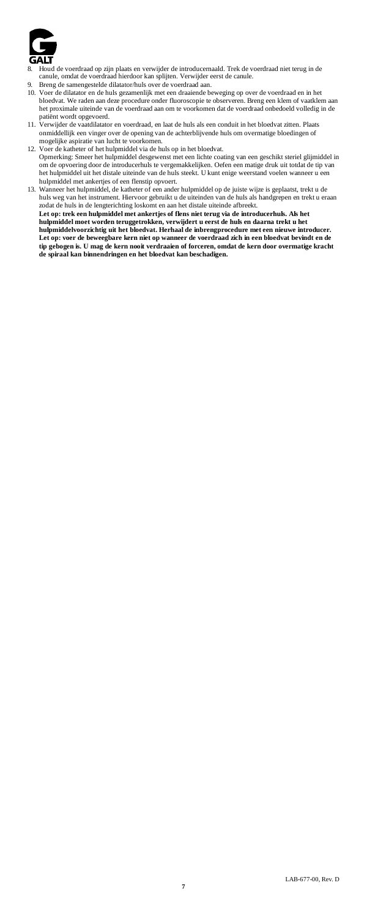8. Houd de voerdraad op zijn plaats en verwijder de introducernaald. Trek de voerdraad niet terug in de canule, omdat de voerdraad hierdoor kan splijten. Verwijder eerst de canule.
9. Breng de samengestelde dilatator/huls over de voerdraad aan.
10. Voer de dilatator en de huls gezamenlijk met een draaiende beweging op over de voerdraad en in het bloedvat. We raden aan deze procedure onder fluoroscopie te observeren. Breng een klem of vaatklem aan het proximale uiteinde van de voerdraad aan om te voorkomen dat de voerdraad onbedoeld volledig in de patiënt wordt opgevoerd.
11. Verwijder de vaatdilatator en voerdraad, en laat de huls als een conduit in het bloedvat zitten. Plaats onmiddellijk een vinger over de opening van de achterblijvende huls om overmatige bloedingen of mogelijke aspiratie van lucht te voorkomen.
12. Voer de katheter of het hulpmiddel via de huls op in het bloedvat.
    Opmerking: Smeer het hulpmiddel desgewenst met een lichte coating van een geschikt steriel glijmiddel in om de opvoering door de introducerhuls te vergemakkelijken. Oefen een matige druk uit totdat de tip van het hulpmiddel uit het distale uiteinde van de huls steekt. U kunt enige weerstand voelen wanneer u een hulpmiddel met ankertjes of een flenstip opvoert.
13. Wanneer het hulpmiddel, de katheter of een ander hulpmiddel op de juiste wijze is geplaatst, trekt u de huls weg van het instrument. Hiervoor gebruikt u de uiteinden van de huls als handgrepen en trekt u eraan zodat de huls in de lengterichting loskomt en aan het distale uiteinde afbreekt.
    **Let op: trek een hulpmiddel met ankertjes of flens niet terug via de introducerhuls. Als het hulpmiddel moet worden teruggetrokken, verwijdert u eerst de huls en daarna trekt u het hulpmiddelvoorzichtig uit het bloedvat. Herhaal de inbrengprocedure met een nieuwe introducer.**
    **Let op: voer de beweegbare kern niet op wanneer de voerdraad zich in een bloedvat bevindt en de tip gebogen is. U mag de kern nooit verdraaien of forceren, omdat de kern door overmatige kracht de spiraal kan binnendringen en het bloedvat kan beschadigen.**

LAB-677-00, Rev. D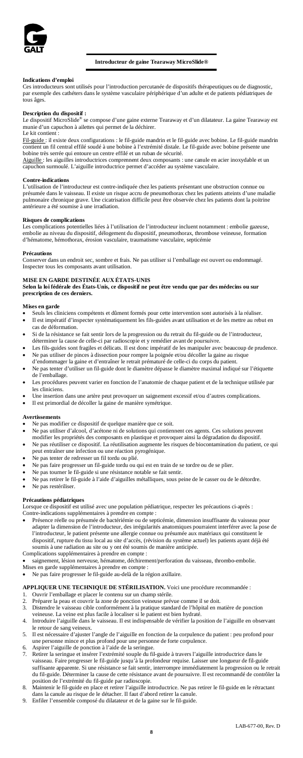## Introducteur de gaine Tearaway MicroSlide®

### Indications d'emploi

Ces introducteurs sont utilisés pour l'introduction percutanée de dispositifs thérapeutiques ou de diagnostic, par exemple des cathéters dans le système vasculaire périphérique d'un adulte et de patients pédiatriques de tous âges.

### Description du dispositif :

Le dispositif MicroSlide® se compose d'une gaine externe Tearaway et d'un dilatateur. La gaine Tearaway est munie d'un capuchon à ailettes qui permet de la déchirer.

Le kit contient :

Fil-guide : il existe deux configurations : le fil-guide mandrin et le fil-guide avec bobine. Le fil-guide mandrin contient un fil central effilé soudé à une bobine à l'extrémité distale. Le fil-guide avec bobine présente une bobine très serrée qui entoure un centre effilé et un ruban de sécurité.

Aiguille : les aiguilles introductrices comprennent deux composants : une canule en acier inoxydable et un capuchon surmoulé. L'aiguille introductrice permet d'accéder au système vasculaire.

### Contre-indications

L'utilisation de l'introducteur est contre-indiquée chez les patients présentant une obstruction connue ou présumée dans le vaisseau. Il existe un risque accru de pneumothorax chez les patients atteints d'une maladie pulmonaire chronique grave. Une cicatrisation difficile peut être observée chez les patients dont la poitrine antérieure a été soumise à une irradiation.

### Risques de complications

Les complications potentielles liées à l'introducteur incluent notamment : embolie gazeuse, embolie au niveau du dispositif, délogement du dispositif, pneumothorax, thrombose veineuse, formation d'hématome, hémothorax, érosion vasculaire, traumatisme vasculaire, septicémie

### Précautions

Conserver dans un endroit sec, sombre et frais. Ne pas utiliser si l'emballage est ouvert ou endommagé. Inspecter tous les composants avant utilisation.

### MISE EN GARDE DESTINÉE AUX ÉTATS-UNIS

**Selon la loi fédérale des États-Unis, ce dispositif ne peut être vendu que par des médecins ou sur prescription de ces derniers.**

### Mises en garde

- Seuls les cliniciens compétents et dûment formés pour cette intervention sont autorisés à la réaliser.
- Il est impératif d'inspecter systématiquement les fils-guides avant utilisation et de les mettre au rebut en cas de déformation.
- Si de la résistance se fait sentir lors de la progression ou du retrait du fil-guide ou de l'introducteur, déterminer la cause de celle-ci par radioscopie et y remédier avant de poursuivre.
- Les fils-guides sont fragiles et délicats. Il est donc impératif de les manipuler avec beaucoup de prudence.
- Ne pas utiliser de pinces à dissection pour rompre la poignée et/ou décoller la gaine au risque d'endommager la gaine et d'entraîner le retrait prématuré de celle-ci du corps du patient.
- Ne pas tenter d'utiliser un fil-guide dont le diamètre dépasse le diamètre maximal indiqué sur l'étiquette de l'emballage.
- Les procédures peuvent varier en fonction de l'anatomie de chaque patient et de la technique utilisée par les cliniciens.
- Une insertion dans une artère peut provoquer un saignement excessif et/ou d'autres complications.
- Il est primordial de décoller la gaine de manière symétrique.

### Avertissements

- Ne pas modifier ce dispositif de quelque manière que ce soit.
- Ne pas utiliser d'alcool, d'acétone ni de solutions qui contiennent ces agents. Ces solutions peuvent modifier les propriétés des composants en plastique et provoquer ainsi la dégradation du dispositif.
- Ne pas réutiliser ce dispositif. La réutilisation augmente les risques de biocontamination du patient, ce qui peut entraîner une infection ou une réaction pyrogénique.
- Ne pas tenter de redresser un fil tordu ou plié.
- Ne pas faire progresser un fil-guide tordu ou qui est en train de se tordre ou de se plier.
- Ne pas tourner le fil-guide si une résistance notable se fait sentir.
- Ne pas retirer le fil-guide à l'aide d'aiguilles métalliques, sous peine de le casser ou de le détordre.
- Ne pas restériliser.

### Précautions pédiatriques

Lorsque ce dispositif est utilisé avec une population pédiatrique, respecter les précautions ci-après :

Contre-indications supplémentaires à prendre en compte :

- Présence réelle ou présumée de bactériémie ou de septicémie, dimension insuffisante du vaisseau pour adapter la dimension de l'introducteur, des irrégularités anatomiques pourraient interférer avec la pose de l'introducteur, le patient présente une allergie connue ou présumée aux matériaux qui constituent le dispositif, rupture du tissu local au site d'accès, (révision du système actuel) les patients ayant déjà été soumis à une radiation au site ou y ont été soumis de manière anticipée.

Complications supplémentaires à prendre en compte :

- saignement, lésion nerveuse, hématome, déchirement/perforation du vaisseau, thrombo-embolie.

Mises en garde supplémentaires à prendre en compte :

- Ne pas faire progresser le fil-guide au-delà de la région axillaire.

**APPLIQUER UNE TECHNIQUE DE STÉRILISATION.** Voici une procédure recommandée :

1. Ouvrir l'emballage et placer le contenu sur un champ stérile.
2. Préparer la peau et couvrir la zone de ponction veineuse prévue comme il se doit.
3. Distendre le vaisseau cible conformément à la pratique standard de l'hôpital en matière de ponction veineuse. La veine est plus facile à localiser si le patient est bien hydraté.
4. Introduire l'aiguille dans le vaisseau. Il est indispensable de vérifier la position de l'aiguille en observant le retour de sang veineux.
5. Il est nécessaire d'ajuster l'angle de l'aiguille en fonction de la corpulence du patient : peu profond pour une personne mince et plus profond pour une personne de forte corpulence.
6. Aspirer l'aiguille de ponction à l'aide de la seringue.
7. Retirer la seringue et insérer l'extrémité souple du fil-guide à travers l'aiguille introductrice dans le vaisseau. Faire progresser le fil-guide jusqu'à la profondeur requise. Laisser une longueur de fil-guide suffisante apparente. Si une résistance se fait sentir, interrompre immédiatement la progression ou le retrait du fil-guide. Déterminer la cause de cette résistance avant de poursuivre. Il est recommandé de contrôler la position de l'extrémité du fil-guide par radioscopie.
8. Maintenir le fil-guide en place et retirer l'aiguille introductrice. Ne pas retirer le fil-guide en le rétractant dans la canule au risque de le détacher. Il faut d'abord retirer la canule.
9. Enfiler l'ensemble composé du dilatateur et de la gaine sur le fil-guide.

LAB-677-00, Rev. D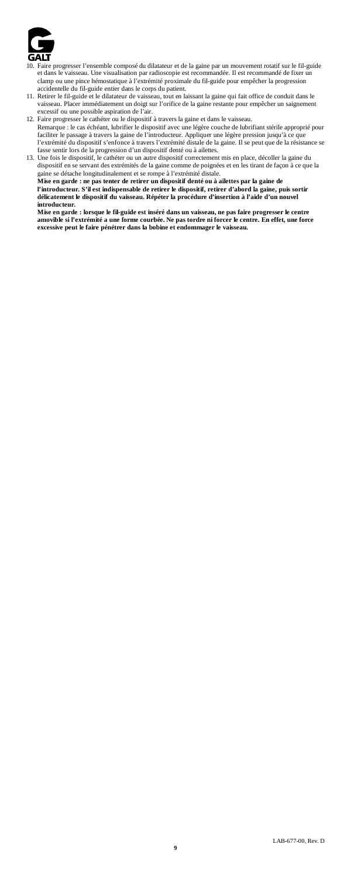10. Faire progresser l'ensemble composé du dilatateur et de la gaine par un mouvement rotatif sur le fil-guide et dans le vaisseau. Une visualisation par radioscopie est recommandée. Il est recommandé de fixer un clamp ou une pince hémostatique à l'extrémité proximale du fil-guide pour empêcher la progression accidentelle du fil-guide entier dans le corps du patient.
11. Retirer le fil-guide et le dilatateur de vaisseau, tout en laissant la gaine qui fait office de conduit dans le vaisseau. Placer immédiatement un doigt sur l'orifice de la gaine restante pour empêcher un saignement excessif ou une possible aspiration de l'air.
12. Faire progresser le cathéter ou le dispositif à travers la gaine et dans le vaisseau.
    Remarque : le cas échéant, lubrifier le dispositif avec une légère couche de lubrifiant stérile approprié pour faciliter le passage à travers la gaine de l'introducteur. Appliquer une légère pression jusqu'à ce que l'extrémité du dispositif s'enfonce à travers l'extrémité distale de la gaine. Il se peut que de la résistance se fasse sentir lors de la progression d'un dispositif denté ou à ailettes.
13. Une fois le dispositif, le cathéter ou un autre dispositif correctement mis en place, décoller la gaine du dispositif en se servant des extrémités de la gaine comme de poignées et en les tirant de façon à ce que la gaine se détache longitudinalement et se rompe à l'extrémité distale.
    **Mise en garde : ne pas tenter de retirer un dispositif denté ou à ailettes par la gaine de l'introducteur. S'il est indispensable de retirer le dispositif, retirer d'abord la gaine, puis sortir délicatement le dispositif du vaisseau. Répéter la procédure d'insertion à l'aide d'un nouvel introducteur.**
    **Mise en garde : lorsque le fil-guide est inséré dans un vaisseau, ne pas faire progresser le centre amovible si l'extrémité a une forme courbée. Ne pas tordre ni forcer le centre. En effet, une force excessive peut le faire pénétrer dans la bobine et endommager le vaisseau.**

LAB-677-00, Rev. D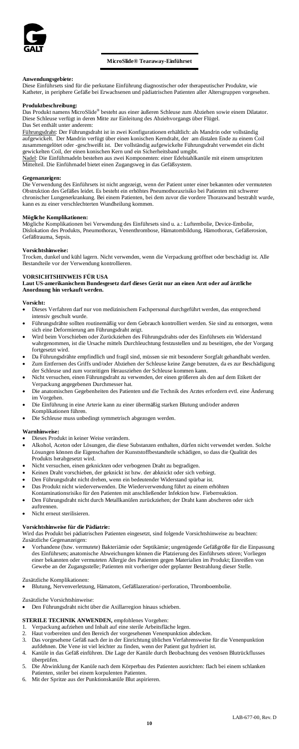GALT

**MicroSlide® Tearaway-Einführset**

**Anwendungsgebiete:**
Diese Einführsets sind für die perkutane Einführung diagnostischer oder therapeutischer Produkte, wie Katheter, in periphere Gefäße bei Erwachsenen und pädiatrischen Patienten aller Altersgruppen vorgesehen.

**Produktbeschreibung:**
Das Produkt namens MicroSlide® besteht aus einer äußeren Schleuse zum Abziehen sowie einem Dilatator. Diese Schleuse verfügt in deren Mitte zur Einleitung des Abziehvorgangs über Flügel.
Das Set enthält unter anderem:
Führungsdraht: Der Führungsdraht ist in zwei Konfigurationen erhältlich: als Mandrin oder vollständig aufgewickelt. Der Mandrin verfügt über einen konischen Kerndraht, der am distalen Ende zu einem Coil zusammengelötet oder -geschweißt ist. Der vollständig aufgewickelte Führungsdraht verwendet ein dicht gewickelten Coil, der einen konischen Kern und ein Sicherheitsband umgibt.
Nadel: Die Einführnadeln bestehen aus zwei Komponenten: einer Edelstahlkanüle mit einem umspritzten Mittelteil. Die Einführnadel bietet einen Zugangsweg in das Gefäßsystem.

**Gegenanzeigen:**
Die Verwendung des Einführsets ist nicht angezeigt, wenn der Patient unter einer bekannten oder vermuteten Obstruktion des Gefäßes leidet. Es besteht ein erhöhtes Pneumothoraxrisiko bei Patienten mit schwerer chronischer Lungenerkrankung. Bei einem Patienten, bei dem zuvor die vordere Thoraxwand bestrahlt wurde, kann es zu einer verschlechterten Wundheilung kommen.

**Mögliche Komplikationen:**
Mögliche Komplikationen bei Verwendung des Einführsets sind u. a.: Luftembolie, Device-Embolie, Dislokation des Produkts, Pneumothorax, Venenthrombose, Hämatombildung, Hämothorax, Gefäßerosion, Gefäßtrauma, Sepsis.

**Vorsichtshinweise:**
Trocken, dunkel und kühl lagern. Nicht verwenden, wenn die Verpackung geöffnet oder beschädigt ist. Alle Bestandteile vor der Verwendung kontrollieren.

**VORSICHTSHINWEIS FÜR USA**
**Laut US-amerikanischem Bundesgesetz darf dieses Gerät nur an einen Arzt oder auf ärztliche Anordnung hin verkauft werden.**

**Vorsicht:**
- Dieses Verfahren darf nur von medizinischem Fachpersonal durchgeführt werden, das entsprechend intensiv geschult wurde.
- Führungsdrähte sollten routinemäßig vor dem Gebrauch kontrolliert werden. Sie sind zu entsorgen, wenn sich eine Deformierung am Führungsdraht zeigt.
- Wird beim Vorschieben oder Zurückziehen des Führungsdrahts oder des Einführsets ein Widerstand wahrgenommen, ist die Ursache mittels Durchleuchtung festzustellen und zu beseitigen, ehe der Vorgang fortgesetzt wird.
- Da Führungsdrähte empfindlich und fragil sind, müssen sie mit besonderer Sorgfalt gehandhabt werden.
- Zum Entfernen des Griffs und/oder Abziehen der Schleuse keine Zange benutzen, da es zur Beschädigung der Schleuse und zum vorzeitigen Herausziehen der Schleuse kommen kann.
- Nicht versuchen, einen Führungsdraht zu verwenden, der einen größeren als den auf dem Etikett der Verpackung angegebenen Durchmesser hat.
- Die anatomischen Gegebenheiten des Patienten und die Technik des Arztes erfordern evtl. eine Änderung im Vorgehen.
- Die Einführung in eine Arterie kann zu einer übermäßig starken Blutung und/oder anderen Komplikationen führen.
- Die Schleuse muss unbedingt symmetrisch abgezogen werden.

**Warnhinweise:**
- Dieses Produkt in keiner Weise verändern.
- Alkohol, Aceton oder Lösungen, die diese Substanzen enthalten, dürfen nicht verwendet werden. Solche Lösungen können die Eigenschaften der Kunststoffbestandteile schädigen, so dass die Qualität des Produkts herabgesetzt wird.
- Nicht versuchen, einen geknickten oder verbogenen Draht zu begradigen.
- Keinen Draht vorschieben, der geknickt ist bzw. der abknickt oder sich verbiegt.
- Den Führungsdraht nicht drehen, wenn ein bedeutender Widerstand spürbar ist.
- Das Produkt nicht wiederverwenden. Die Wiederverwendung führt zu einem erhöhten Kontaminationsrisiko für den Patienten mit anschließender Infektion bzw. Fieberreaktion.
- Den Führungsdraht nicht durch Metallkanülen zurückziehen; der Draht kann abscheren oder sich auftrennen.
- Nicht erneut sterilisieren.

**Vorsichtshinweise für die Pädiatrie:**
Wird das Produkt bei pädiatrischen Patienten eingesetzt, sind folgende Vorsichtshinweise zu beachten:
Zusätzliche Gegenanzeigen:
- Vorhandene (bzw. vermutete) Bakteriämie oder Septikämie; ungenügende Gefäßgröße für die Einpassung des Einführsets; anatomische Abweichungen können die Platzierung des Einführsets stören; Vorliegen einer bekannten oder vermuteten Allergie des Patienten gegen Materialien im Produkt; Einreißen von Gewebe an der Zugangsstelle; Patienten mit vorheriger oder geplanter Bestrahlung dieser Stelle.

Zusätzliche Komplikationen:
- Blutung, Nervenverletzung, Hämatom, Gefäßlazeration/-perforation, Thromboembolie.

Zusätzliche Vorsichtshinweise:
- Den Führungsdraht nicht über die Axillarregion hinaus schieben.

**STERILE TECHNIK ANWENDEN,** empfohlenes Vorgehen:
1. Verpackung aufziehen und Inhalt auf eine sterile Arbeitsfläche legen.
2. Haut vorbereiten und den Bereich der vorgesehenen Venenpunktion abdecken.
3. Das vorgesehene Gefäß nach der in der Einrichtung üblichen Verfahrensweise für die Venenpunktion aufdehnen. Die Vene ist viel leichter zu finden, wenn der Patient gut hydriert ist.
4. Kanüle in das Gefäß einführen. Die Lage der Kanüle durch Beobachtung des venösen Blutrückflusses überprüfen.
5. Die Abwinklung der Kanüle nach dem Körperbau des Patienten ausrichten: flach bei einem schlanken Patienten, steiler bei einem korpulenten Patienten.
6. Mit der Spritze aus der Punktionskanüle Blut aspirieren.

LAB-677-00, Rev. D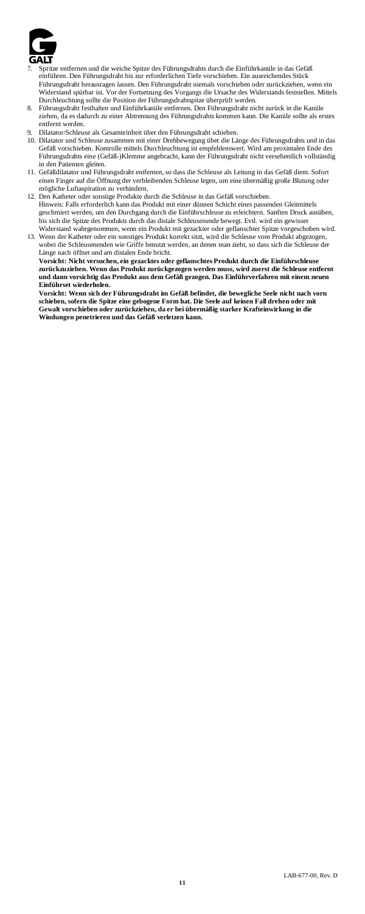7. Spritze entfernen und die weiche Spitze des Führungsdrahts durch die Einführkanüle in das Gefäß einführen. Den Führungsdraht bis zur erforderlichen Tiefe vorschieben. Ein ausreichendes Stück Führungsdraht herausragen lassen. Den Führungsdraht niemals vorschieben oder zurückziehen, wenn ein Widerstand spürbar ist. Vor der Fortsetzung des Vorgangs die Ursache des Widerstands feststellen. Mittels Durchleuchtung sollte die Position der Führungsdrahtspitze überprüft werden.
8. Führungsdraht festhalten und Einführkanüle entfernen. Den Führungsdraht nicht zurück in die Kanüle ziehen, da es dadurch zu einer Abtrennung des Führungsdrahts kommen kann. Die Kanüle sollte als erstes entfernt werden.
9. Dilatator/Schleuse als Gesamteinheit über den Führungsdraht schieben.
10. Dilatator und Schleuse zusammen mit einer Drehbewegung über die Länge des Führungsdrahts und in das Gefäß vorschieben. Kontrolle mittels Durchleuchtung ist empfehlenswert. Wird am proximalen Ende des Führungsdrahts eine (Gefäß-)Klemme angebracht, kann der Führungsdraht nicht versehentlich vollständig in den Patienten gleiten.
11. Gefäßdilatator und Führungsdraht entfernen, so dass die Schleuse als Leitung in das Gefäß dient. Sofort einen Finger auf die Öffnung der verbleibenden Schleuse legen, um eine übermäßig große Blutung oder mögliche Luftaspiration zu verhindern.
12. Den Katheter oder sonstige Produkte durch die Schleuse in das Gefäß vorschieben.
    Hinweis: Falls erforderlich kann das Produkt mit einer dünnen Schicht eines passenden Gleitmittels geschmiert werden, um den Durchgang durch die Einführschleuse zu erleichtern. Sanften Druck ausüben, bis sich die Spitze des Produkts durch das distale Schleusenende bewegt. Evtl. wird ein gewisser Widerstand wahrgenommen, wenn ein Produkt mit gezackter oder geflanschter Spitze vorgeschoben wird.
13. Wenn der Katheter oder ein sonstiges Produkt korrekt sitzt, wird die Schleuse vom Produkt abgezogen, wobei die Schleusenenden wie Griffe benutzt werden, an denen man zieht, so dass sich die Schleuse der Länge nach öffnet und am distalen Ende bricht.

    **Vorsicht: Nicht versuchen, ein gezacktes oder geflanschtes Produkt durch die Einführschleuse zurückzuziehen. Wenn das Produkt zurückgezogen werden muss, wird zuerst die Schleuse entfernt und dann vorsichtig das Produkt aus dem Gefäß gezogen. Das Einführverfahren mit einem neuen Einführset wiederholen.**

    **Vorsicht: Wenn sich der Führungsdraht im Gefäß befindet, die bewegliche Seele nicht nach vorn schieben, sofern die Spitze eine gebogene Form hat. Die Seele auf keinen Fall drehen oder mit Gewalt vorschieben oder zurückziehen, da er bei übermäßig starker Krafteinwirkung in die Windungen penetrieren und das Gefäß verletzen kann.**

LAB-677-00, Rev. D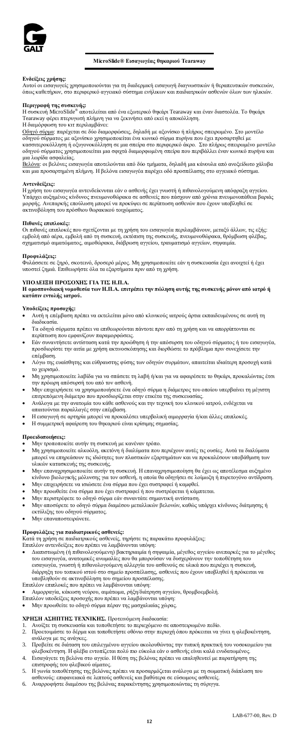**MicroSlide® Εισαγωγέας θηκαριού Tearaway**

**Ενδείξεις χρήσης:**
Αυτοί οι εισαγωγείς χρησιμοποιούνται για τη διαδερμική εισαγωγή διαγνωστικών ή θεραπευτικών συσκευών, όπως καθετήρων, στο περιφερικό αγγειακό σύστημα ενήλικων και παιδιατρικών ασθενών όλων των ηλικιών.

**Περιγραφή της συσκευής:**
Η συσκευή MicroSlide® αποτελείται από ένα εξωτερικό θηκάρι Tearaway και έναν διαστολέα. Το θηκάρι Tearaway φέρει πτερυγωτή πλήμνη για να ξεκινήσει από εκεί η αποκόλληση.
Η διαμόρφωση του κιτ περιλαμβάνει:
Οδηγό σύρμα: παρέχεται σε δύο διαμορφώσεις, δηλαδή με αξονίσκο ή πλήρως σπειρωμένο. Στο μοντέλο οδηγού σύρματος με αξονίσκο χρησιμοποιείται ένα κωνικό σύρμα πυρήνα που έχει προσαρτηθεί με κασσιτεροκόλληση ή οξυγονοκόλληση σε μια σπείρα στο περιφερικό άκρο. Στο πλήρως σπειρωμένο μοντέλο οδηγού σύρματος χρησιμοποιείται μια σφιχτά διαμορφωμένη σπείρα που περιβάλλει έναν κωνικό πυρήνα και μια λωρίδα ασφαλείας.
Βελόνα: οι βελόνες εισαγωγέα αποτελούνται από δύο τμήματα, δηλαδή μια κάνουλα από ανοξείδωτο χάλυβα και μια προσαρτημένη πλήμνη. Η βελόνα εισαγωγέα παρέχει οδό προσπέλασης στο αγγειακό σύστημα.

**Αντενδείξεις:**
Η χρήση του εισαγωγέα αντενδείκνυται εάν ο ασθενής έχει γνωστή ή πιθανολογούμενη απόφραξη αγγείου. Υπάρχει αυξημένος κίνδυνος πνευμονοθώρακα σε ασθενείς που πάσχουν από χρόνια πνευμονοπάθεια βαριάς μορφής. Ανεπαρκής επούλωση μπορεί να προκύψει σε περίπτωση ασθενών που έχουν υποβληθεί σε ακτινοβόληση του πρόσθιου θωρακικού τοιχώματος.

**Πιθανές επιπλοκές:**
Οι πιθανές επιπλοκές που σχετίζονται με τη χρήση του εισαγωγέα περιλαμβάνουν, μεταξύ άλλων, τις εξής: εμβολή από αέρα, εμβολή από τη συσκευή, εκτόπιση της συσκευής, πνευμονοθώρακα, θρόμβωση φλέβας, σχηματισμό αιματώματος, αιμοθώρακα, διάβρωση αγγείου, τραυματισμό αγγείων, σηψαιμία.

**Προφυλάξεις:**
Φυλάσσετε σε ξηρό, σκοτεινό, δροσερό μέρος. Μη χρησιμοποιείτε εάν η συσκευασία έχει ανοιχτεί ή έχει υποστεί ζημιά. Επιθεωρήστε όλα τα εξαρτήματα πριν από τη χρήση.

**ΥΠΟΔΕΙΞΗ ΠΡΟΣΟΧΗΣ ΓΙΑ ΤΙΣ Η.Π.Α.**
**Η ομοσπονδιακή νομοθεσία των Η.Π.Α. επιτρέπει την πώληση αυτής της συσκευής μόνον από ιατρό ή κατόπιν εντολής ιατρού.**

**Υποδείξεις προσοχής:**
- Αυτή η επέμβαση πρέπει να εκτελείται μόνο από κλινικούς ιατρούς άρτια εκπαιδευμένους σε αυτή τη διαδικασία.
- Τα οδηγά σύρματα πρέπει να επιθεωρούνται πάντοτε πριν από τη χρήση και να απορρίπτονται σε περίπτωση που εμφανίζουν παραμορφώσεις.
- Εάν συναντήσετε αντίσταση κατά την προώθηση ή την απόσυρση του οδηγού σύρματος ή του εισαγωγέα, προσδιορίστε την αιτία με χρήση ακτινοσκόπησης και διορθώστε το πρόβλημα πριν συνεχίσετε την επέμβαση.
- Λόγω της ευαίσθητης και εύθραυστης φύσης των οδηγών συρμάτων, απαιτείται ιδιαίτερη προσοχή κατά το χειρισμό.
- Μη χρησιμοποιείτε λαβίδα για να σπάσετε τη λαβή ή/και για να αφαιρέσετε το θηκάρι, προκαλώντας έτσι την πρόωρη απόσυρσή του από τον ασθενή.
- Μην επιχειρήσετε να χρησιμοποιήσετε ένα οδηγό σύρμα η διάμετρος του οποίου υπερβαίνει τη μέγιστη επιτρεπόμενη διάμετρο που προσδιορίζεται στην ετικέτα της συσκευασίας.
- Ανάλογα με την ανατομία του κάθε ασθενούς και την τεχνική του κλινικού ιατρού, ενδέχεται να απαιτούνται παραλλαγές στην επέμβαση.
- Η εισαγωγή σε αρτηρία μπορεί να προκαλέσει υπερβολική αιμορραγία ή/και άλλες επιπλοκές.
- Η συμμετρική αφαίρεση του θηκαριού είναι κρίσιμης σημασίας.

**Προειδοποιήσεις:**
- Μην τροποποιείτε αυτήν τη συσκευή με κανέναν τρόπο.
- Μη χρησιμοποιείτε αλκοόλη, ακετόνη ή διαλύματα που περιέχουν αυτές τις ουσίες. Αυτά τα διαλύματα μπορεί να επηρεάσουν τις ιδιότητες των πλαστικών εξαρτημάτων και να προκαλέσουν υποβάθμιση των υλικών κατασκευής της συσκευής.
- Μην επαναχρησιμοποιείτε αυτήν τη συσκευή. Η επαναχρησιμοποίηση θα έχει ως αποτέλεσμα αυξημένο κίνδυνο βιολογικής μόλυνσης για τον ασθενή, η οποία θα οδηγήσει σε λοίμωξη ή πυρετογόνο αντίδραση.
- Μην επιχειρήσετε να ισιώσετε ένα σύρμα που έχει συστραφεί ή καμφθεί.
- Μην προωθείτε ένα σύρμα που έχει συστραφεί ή που συστρέφεται ή κάμπτεται.
- Μην περιστρέφετε το οδηγό σύρμα εάν συναντάτε σημαντική αντίσταση.
- Μην αποσύρετε το οδηγό σύρμα διαμέσου μεταλλικών βελονών, καθώς υπάρχει κίνδυνος διάτμησης ή εκτύλιξης του οδηγού σύρματος.
- Μην επαναποστειρώνετε.

**Προφυλάξεις για παιδιατρικούς ασθενείς:**
Κατά τη χρήση σε παιδιατρικούς ασθενείς, τηρήστε τις παρακάτω προφυλάξεις:
Επιπλέον αντενδείξεις που πρέπει να λαμβάνονται υπόψη:
- Διαπιστωμένη (ή πιθανολογούμενη) βακτηριαιμία ή σηψαιμία, μέγεθος αγγείου ανεπαρκές για το μέγεθος του εισαγωγέα, ανατομικές ανωμαλίες που θα μπορούσαν να δυσχεράνουν την τοποθέτηση του εισαγωγέα, γνωστή ή πιθανολογούμενη αλλεργία του ασθενούς σε υλικά που περιέχει η συσκευή, διάρρηξη του τοπικού ιστού στο σημείο προσπέλασης, ασθενείς που έχουν υποβληθεί ή πρόκειται να υποβληθούν σε ακτινοβόληση του σημείου προσπέλασης.

Επιπλέον επιπλοκές που πρέπει να λαμβάνονται υπόψη:
- Αιμορραγία, κάκωση νεύρου, αιμάτωμα, ρήξη/διάτρηση αγγείου, θρομβοεμβολή.

Επιπλέον υποδείξεις προσοχής που πρέπει να λαμβάνονται υπόψη:
- Μην προωθείτε το οδηγό σύρμα πέραν της μασχαλιαίας χώρας.

**ΧΡΗΣΗ ΑΣΗΠΤΗΣ ΤΕΧΝΙΚΗΣ.** Προτεινόμενη διαδικασία:
1. Ανοίξτε τη συσκευασία και τοποθετήστε το περιεχόμενο σε αποστειρωμένο πεδίο.
2. Προετοιμάστε το δέρμα και τοποθετήστε οθόνιο στην περιοχή όπου πρόκειται να γίνει η φλεβοκέντηση, ανάλογα με τις ανάγκες.
3. Προβείτε σε διάταση του επιλεγμένου αγγείου ακολουθώντας την τυπική πρακτική του νοσοκομείου για φλεβοκέντηση. Η φλέβα εντοπίζεται πολύ πιο εύκολα εάν ο ασθενής είναι καλά ενυδατωμένος.
4. Εισαγάγετε τη βελόνα στο αγγείο. Η θέση της βελόνας πρέπει να επαληθευτεί με παρατήρηση της επιστροφής του φλεβικού αίματος.
5. Η γωνία τοποθέτησης της βελόνας πρέπει να προσαρμόζεται ανάλογα με τη σωματική διάπλαση του ασθενούς: επιφανειακά σε λεπτούς ασθενείς και βαθύτερα σε εύσωμους ασθενείς.
6. Αναρροφήστε διαμέσου της βελόνας παρακέντησης χρησιμοποιώντας τη σύριγγα.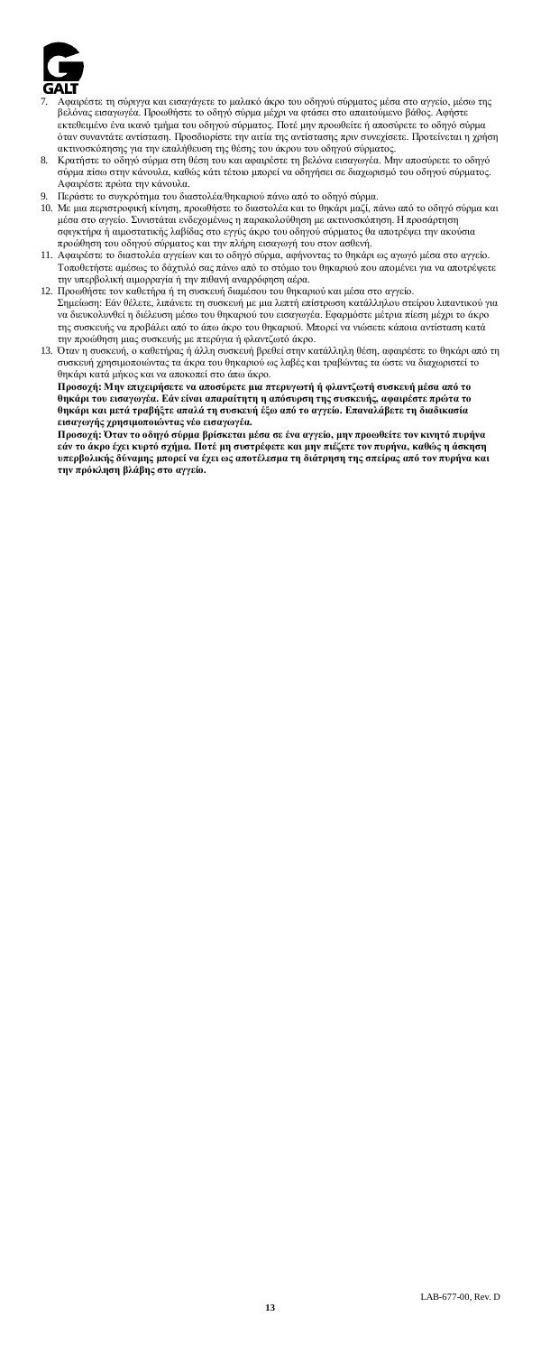7. Αφαιρέστε τη σύριγγα και εισαγάγετε το μαλακό άκρο του οδηγού σύρματος μέσα στο αγγείο, μέσω της βελόνας εισαγωγέα. Προωθήστε το οδηγό σύρμα μέχρι να φτάσει στο απαιτούμενο βάθος. Αφήστε εκτεθειμένο ένα ικανό τμήμα του οδηγού σύρματος. Ποτέ μην προωθείτε ή αποσύρετε το οδηγό σύρμα όταν συναντάτε αντίσταση. Προσδιορίστε την αιτία της αντίστασης πριν συνεχίσετε. Προτείνεται η χρήση ακτινοσκόπησης για την επαλήθευση της θέσης του άκρου του οδηγού σύρματος.
8. Κρατήστε το οδηγό σύρμα στη θέση του και αφαιρέστε τη βελόνα εισαγωγέα. Μην αποσύρετε το οδηγό σύρμα πίσω στην κάνουλα, καθώς κάτι τέτοιο μπορεί να οδηγήσει σε διαχωρισμό του οδηγού σύρματος. Αφαιρέστε πρώτα την κάνουλα.
9. Περάστε το συγκρότημα του διαστολέα/θηκαριού πάνω από το οδηγό σύρμα.
10. Με μια περιστροφική κίνηση, προωθήστε το διαστολέα και το θηκάρι μαζί, πάνω από το οδηγό σύρμα και μέσα στο αγγείο. Συνιστάται ενδεχομένως η παρακολούθηση με ακτινοσκόπηση. Η προσάρτηση σφιγκτήρα ή αιμοστατικής λαβίδας στο εγγύς άκρο του οδηγού σύρματος θα αποτρέψει την ακούσια προώθηση του οδηγού σύρματος και την πλήρη εισαγωγή του στον ασθενή.
11. Αφαιρέστε το διαστολέα αγγείων και το οδηγό σύρμα, αφήνοντας το θηκάρι ως αγωγό μέσα στο αγγείο. Τοποθετήστε αμέσως το δάχτυλό σας πάνω από το στόμιο του θηκαριού που απομένει για να αποτρέψετε την υπερβολική αιμορραγία ή την πιθανή αναρρόφηση αέρα.
12. Προωθήστε τον καθετήρα ή τη συσκευή διαμέσου του θηκαριού και μέσα στο αγγείο.
Σημείωση: Εάν θέλετε, λιπάνετε τη συσκευή με μια λεπτή επίστρωση κατάλληλου στείρου λιπαντικού για να διευκολυνθεί η διέλευση μέσω του θηκαριού του εισαγωγέα. Εφαρμόστε μέτρια πίεση μέχρι το άκρο της συσκευής να προβάλει από το άπω άκρο του θηκαριού. Μπορεί να νιώσετε κάποια αντίσταση κατά την προώθηση μιας συσκευής με πτερύγια ή φλαντζωτό άκρο.
13. Όταν η συσκευή, ο καθετήρας ή άλλη συσκευή βρεθεί στην κατάλληλη θέση, αφαιρέστε το θηκάρι από τη συσκευή χρησιμοποιώντας τα άκρα του θηκαριού ως λαβές και τραβώντας τα ώστε να διαχωριστεί το θηκάρι κατά μήκος και να αποκοπεί στο άπω άκρο.
**Προσοχή: Μην επιχειρήσετε να αποσύρετε μια πτερυγωτή ή φλαντζωτή συσκευή μέσα από το θηκάρι του εισαγωγέα. Εάν είναι απαραίτητη η απόσυρση της συσκευής, αφαιρέστε πρώτα το θηκάρι και μετά τραβήξτε απαλά τη συσκευή έξω από το αγγείο. Επαναλάβετε τη διαδικασία εισαγωγής χρησιμοποιώντας νέο εισαγωγέα.**
**Προσοχή: Όταν το οδηγό σύρμα βρίσκεται μέσα σε ένα αγγείο, μην προωθείτε τον κινητό πυρήνα εάν το άκρο έχει κυρτό σχήμα. Ποτέ μη συστρέφετε και μην πιέζετε τον πυρήνα, καθώς η άσκηση υπερβολικής δύναμης μπορεί να έχει ως αποτέλεσμα τη διάτρηση της σπείρας από τον πυρήνα και την πρόκληση βλάβης στο αγγείο.**

LAB-677-00, Rev. D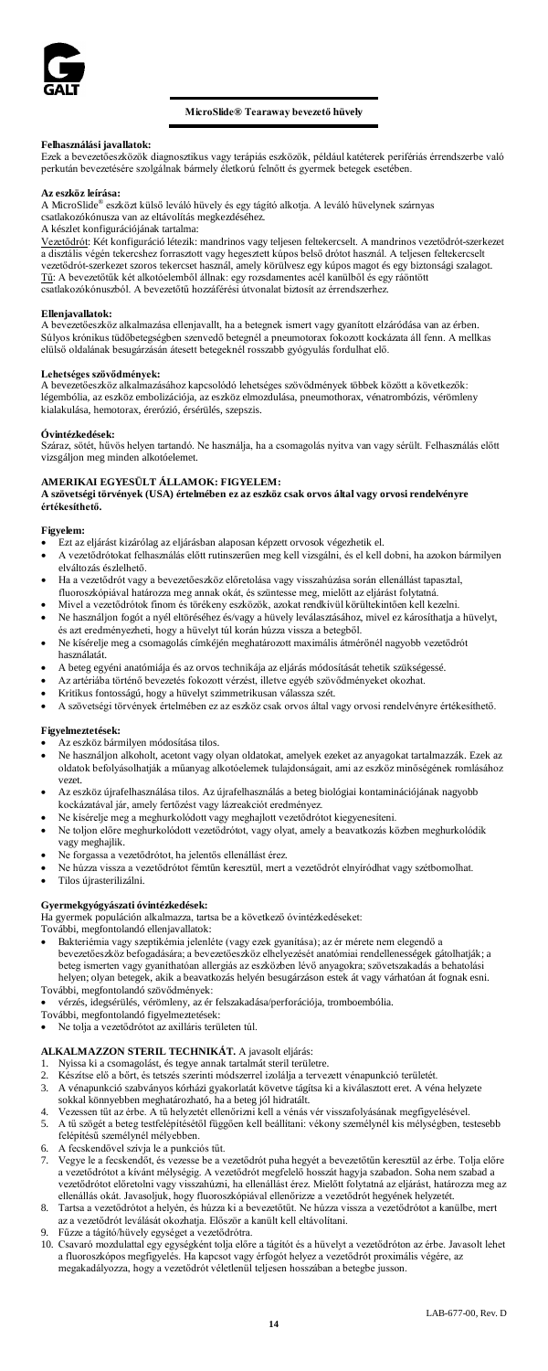**MicroSlide® Tearaway bevezető hüvely**

**Felhasználási javallatok:**
Ezek a bevezetőeszközök diagnosztikus vagy terápiás eszközök, például katéterek perifériás érrendszerbe való perkután bevezetésére szolgálnak bármely életkorú felnőtt és gyermek betegek esetében.

**Az eszköz leírása:**
A MicroSlide® eszközt külső leváló hüvely és egy tágító alkotja. A leváló hüvelynek szárnyas csatlakozókónusza van az eltávolítás megkezdéséhez.
A készlet konfigurációjának tartalma:
Vezetődrót: Két konfiguráció létezik: mandrinos vagy teljesen feltekercselt. A mandrinos vezetődrót-szerkezet a disztális végén tekercshez forrasztott vagy hegesztett kúpos belső drótot használ. A teljesen feltekercselt vezetődrót-szerkezet szoros tekercset használ, amely körülvesz egy kúpos magot és egy biztonsági szalagot.
Tű: A bevezetőtűk két alkotóelemből állnak: egy rozsdamentes acél kanülből és egy ráöntött csatlakozókónuszból. A bevezetőtű hozzáférési útvonalat biztosít az érrendszerhez.

**Ellenjavallatok:**
A bevezetőeszköz alkalmazása ellenjavallt, ha a betegnek ismert vagy gyanított elzáródása van az érben. Súlyos krónikus tüdőbetegségben szenvedő betegnél a pneumothorax fokozott kockázata áll fenn. A mellkas elülső oldalának besugárzásán átesett betegeknél rosszabb gyógyulás fordulhat elő.

**Lehetséges szövődmények:**
A bevezetőeszköz alkalmazásához kapcsolódó lehetséges szövődmények többek között a következők: légembólia, az eszköz embolizációja, az eszköz elmozdulása, pneumothorax, vénatrombózis, vérömleny kialakulása, hemotorax, érerózió, érsérülés, szepszis.

**Óvintézkedések:**
Száraz, sötét, hűvös helyen tartandó. Ne használja, ha a csomagolás nyitva van vagy sérült. Felhasználás előtt vizsgáljon meg minden alkotóelemet.

**AMERIKAI EGYESÜLT ÁLLAMOK: FIGYELEM:**
**A szövetségi törvények (USA) értelmében ez az eszköz csak orvos által vagy orvosi rendelvényre értékesíthető.**

**Figyelem:**
- Ezt az eljárást kizárólag az eljárásban alaposan képzett orvosok végezhetik el.
- A vezetődrótokat felhasználás előtt rutinszerűen meg kell vizsgálni, és el kell dobni, ha azokon bármilyen elváltozás észlelhető.
- Ha a vezetődrót vagy a bevezetőeszköz előretolása vagy visszahúzása során ellenállást tapasztal, fluoroszkópiával határozza meg annak okát, és szüntesse meg, mielőtt az eljárást folytatná.
- Mivel a vezetődrótok finom és törékeny eszközök, azokat rendkívül körültekintően kell kezelni.
- Ne használjon fogót a nyél eltöréséhez és/vagy a hüvely leválasztásához, mivel ez károsíthatja a hüvelyt, és azt eredményezheti, hogy a hüvelyt túl korán húzza vissza a betegből.
- Ne kísérelje meg a csomagolás címkéjén meghatározott maximális átmérőnél nagyobb vezetődrót használatát.
- A beteg egyéni anatómiája és az orvos technikája az eljárás módosítását tehetik szükségessé.
- Az artériába történő bevezetés fokozott vérzést, illetve egyéb szövődményeket okozhat.
- Kritikus fontosságú, hogy a hüvelyt szimmetrikusan válassza szét.
- A szövetségi törvények értelmében ez az eszköz csak orvos által vagy orvosi rendelvényre értékesíthető.

**Figyelmeztetések:**
- Az eszköz bármilyen módosítása tilos.
- Ne használjon alkoholt, acetont vagy olyan oldatokat, amelyek ezeket az anyagokat tartalmazzák. Ezek az oldatok befolyásolhatják a műanyag alkotóelemek tulajdonságait, ami az eszköz minőségének romlásához vezet.
- Az eszköz újrafelhasználása tilos. Az újrafelhasználás a beteg biológiai kontaminációjának nagyobb kockázatával jár, amely fertőzést vagy lázreakciót eredményez.
- Ne kísérelje meg a meghurkolódott vagy meghajlott vezetődrótot kiegyenesíteni.
- Ne toljon előre meghurkolódott vezetődrótot, vagy olyat, amely a beavatkozás közben meghurkolódik vagy meghajlik.
- Ne forgassa a vezetődrótot, ha jelentős ellenállást érez.
- Ne húzza vissza a vezetődrótot fémtűn keresztül, mert a vezetődrót elnyíródhat vagy szétbomolhat.
- Tilos újrasterilizálni.

**Gyermekgyógyászati óvintézkedések:**
Ha gyermek populáción alkalmazza, tartsa be a következő óvintézkedéseket:
További, megfontolandó ellenjavallatok:
- Bakteriémia vagy szeptikémia jelenléte (vagy ezek gyanítása); az ér mérete nem elegendő a bevezetőeszköz befogadására; a bevezetőeszköz elhelyezését anatómiai rendellenességek gátolhatják; a beteg ismerten vagy gyaníthatóan allergiás az eszközben lévő anyagokra; szövetszakadás a behatolási helyen; olyan betegek, akik a beavatkozás helyén besugárzáson estek át vagy várhatóan át fognak esni.

További, megfontolandó szövődmények:
- vérzés, idegsérülés, vérömleny, az ér felszakadása/perforációja, tromboembólia.

További, megfontolandó figyelmeztetések:
- Ne tolja a vezetődrótot az axilláris területen túl.

**ALKALMAZZON STERIL TECHNIKÁT.** A javasolt eljárás:
1. Nyissa ki a csomagolást, és tegye annak tartalmát steril területre.
2. Készítse elő a bőrt, és tetszés szerinti módszerrel izolálja a tervezett vénapunkció területét.
3. A vénapunkció szabványos kórházi gyakorlatát követve tágítsa ki a kiválasztott eret. A véna helyzete sokkal könnyebben meghatározható, ha a beteg jól hidratált.
4. Vezessen tűt az érbe. A tű helyzetét ellenőrizni kell a vénás vér visszafolyásának megfigyelésével.
5. A tű szögét a beteg testfelépítésétől függően kell beállítani: vékony személynél kis mélységben, testesebb felépítésű személynél mélyebben.
6. A fecskendővel szívja le a punkciós tűt.
7. Vegye le a fecskendőt, és vezesse be a vezetődrót puha hegyét a bevezetőtűn keresztül az érbe. Tolja előre a vezetődrótot a kívánt mélységig. A vezetődrót megfelelő hosszát hagyja szabadon. Soha nem szabad a vezetődrótot előretolni vagy visszahúzni, ha ellenállást érez. Mielőtt folytatná az eljárást, határozza meg az ellenállás okát. Javasoljuk, hogy fluoroszkópiával ellenőrizze a vezetődrót hegyének helyzetét.
8. Tartsa a vezetődrótot a helyén, és húzza ki a bevezetőtűt. Ne húzza vissza a vezetődrótot a kanülbe, mert az a vezetődrót leválását okozhatja. Először a kanült kell eltávolítani.
9. Fűzze a tágító/hüvely egységet a vezetődrótra.
10. Csavaró mozdulattal egy egységként tolja előre a tágítót és a hüvelyt a vezetődróton az érbe. Javasolt lehet a fluoroszkópos megfigyelés. Ha kapcsot vagy érfogót helyez a vezetődrót proximális végére, az megakadályozza, hogy a vezetődrót véletlenül teljesen hosszában a betegbe jusson.

LAB-677-00, Rev. D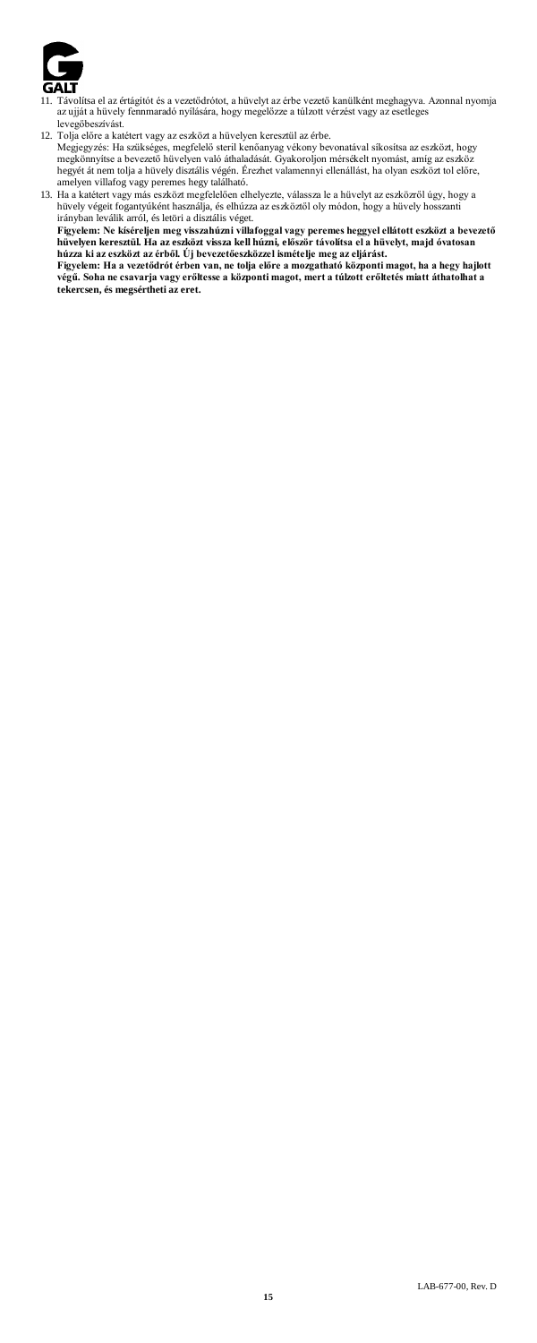11. Távolítsa el az értágítót és a vezetődrótot, a hüvelyt az érbe vezető kanülként meghagyva. Azonnal nyomja az ujját a hüvely fennmaradó nyílására, hogy megelőzze a túlzott vérzést vagy az esetleges levegőbeszívást.
12. Tolja előre a katétert vagy az eszközt a hüvelyen keresztül az érbe.
    Megjegyzés: Ha szükséges, megfelelő steril kenőanyag vékony bevonatával síkosítsa az eszközt, hogy megkönnyítse a bevezető hüvelyen való áthaladását. Gyakoroljon mérsékelt nyomást, amíg az eszköz hegyét át nem tolja a hüvely disztális végén. Érezhet valamennyi ellenállást, ha olyan eszközt tol előre, amelyen villafog vagy peremes hegy található.
13. Ha a katétert vagy más eszközt megfelelően elhelyezte, válassza le a hüvelyt az eszközről úgy, hogy a hüvely végeit fogantyúként használja, és elhúzza az eszköztől oly módon, hogy a hüvely hosszanti irányban leválik arról, és letöri a disztális véget.
    **Figyelem: Ne kíséreljen meg visszahúzni villafoggal vagy peremes heggyel ellátott eszközt a bevezető hüvelyen keresztül. Ha az eszközt vissza kell húzni, először távolítsa el a hüvelyt, majd óvatosan húzza ki az eszközt az érből. Új bevezetőeszközzel ismételje meg az eljárást.**
    **Figyelem: Ha a vezetődrót érben van, ne tolja előre a mozgatható központi magot, ha a hegy hajlott végű. Soha ne csavarja vagy erőltesse a központi magot, mert a túlzott erőltetés miatt áthatolhat a tekercsen, és megsértheti az eret.**

LAB-677-00, Rev. D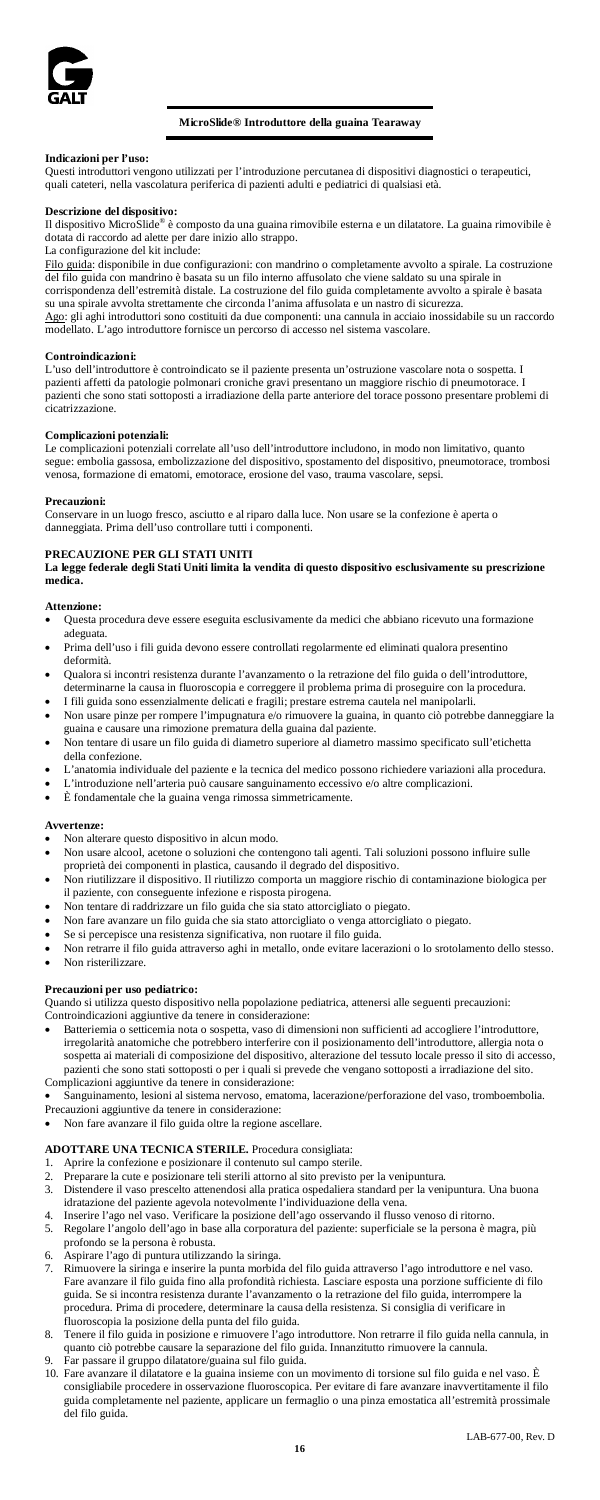## MicroSlide® Introduttore della guaina Tearaway

**Indicazioni per l'uso:**
Questi introduttori vengono utilizzati per l'introduzione percutanea di dispositivi diagnostici o terapeutici, quali cateteri, nella vascolatura periferica di pazienti adulti e pediatrici di qualsiasi età.

**Descrizione del dispositivo:**
Il dispositivo MicroSlide® è composto da una guaina rimovibile esterna e un dilatatore. La guaina rimovibile è dotata di raccordo ad alette per dare inizio allo strappo.
La configurazione del kit include:
Filo guida: disponibile in due configurazioni: con mandrino o completamente avvolto a spirale. La costruzione del filo guida con mandrino è basata su un filo interno affusolato che viene saldato su una spirale in corrispondenza dell'estremità distale. La costruzione del filo guida completamente avvolto a spirale è basata su una spirale avvolta strettamente che circonda l'anima affusolata e un nastro di sicurezza.
Ago: gli aghi introduttori sono costituiti da due componenti: una cannula in acciaio inossidabile su un raccordo modellato. L'ago introduttore fornisce un percorso di accesso nel sistema vascolare.

**Controindicazioni:**
L'uso dell'introduttore è controindicato se il paziente presenta un'ostruzione vascolare nota o sospetta. I pazienti affetti da patologie polmonari croniche gravi presentano un maggiore rischio di pneumotorace. I pazienti che sono stati sottoposti a irradiazione della parte anteriore del torace possono presentare problemi di cicatrizzazione.

**Complicazioni potenziali:**
Le complicazioni potenziali correlate all'uso dell'introduttore includono, in modo non limitativo, quanto segue: embolia gassosa, embolizzazione del dispositivo, spostamento del dispositivo, pneumotorace, trombosi venosa, formazione di ematomi, emotorace, erosione del vaso, trauma vascolare, sepsi.

**Precauzioni:**
Conservare in un luogo fresco, asciutto e al riparo dalla luce. Non usare se la confezione è aperta o danneggiata. Prima dell'uso controllare tutti i componenti.

**PRECAUZIONE PER GLI STATI UNITI**
**La legge federale degli Stati Uniti limita la vendita di questo dispositivo esclusivamente su prescrizione medica.**

**Attenzione:**
- Questa procedura deve essere eseguita esclusivamente da medici che abbiano ricevuto una formazione adeguata.
- Prima dell'uso i fili guida devono essere controllati regolarmente ed eliminati qualora presentino deformità.
- Qualora si incontri resistenza durante l'avanzamento o la retrazione del filo guida o dell'introduttore, determinarne la causa in fluoroscopia e correggere il problema prima di proseguire con la procedura.
- I fili guida sono essenzialmente delicati e fragili; prestare estrema cautela nel manipolarli.
- Non usare pinze per rompere l'impugnatura e/o rimuovere la guaina, in quanto ciò potrebbe danneggiare la guaina e causare una rimozione prematura della guaina dal paziente.
- Non tentare di usare un filo guida di diametro superiore al diametro massimo specificato sull'etichetta della confezione.
- L'anatomia individuale del paziente e la tecnica del medico possono richiedere variazioni alla procedura.
- L'introduzione nell'arteria può causare sanguinamento eccessivo e/o altre complicazioni.
- È fondamentale che la guaina venga rimossa simmetricamente.

**Avvertenze:**
- Non alterare questo dispositivo in alcun modo.
- Non usare alcol, acetone o soluzioni che contengono tali agenti. Tali soluzioni possono influire sulle proprietà dei componenti in plastica, causando il degrado del dispositivo.
- Non riutilizzare il dispositivo. Il riutilizzo comporta un maggiore rischio di contaminazione biologica per il paziente, con conseguente infezione e risposta pirogena.
- Non tentare di raddrizzare un filo guida che sia stato attorcigliato o piegato.
- Non fare avanzare un filo guida che sia stato attorcigliato o venga attorcigliato o piegato.
- Se si percepisce una resistenza significativa, non ruotare il filo guida.
- Non retrarre il filo guida attraverso aghi in metallo, onde evitare lacerazioni o lo srotolamento dello stesso.
- Non risterilizzare.

**Precauzioni per uso pediatrico:**
Quando si utilizza questo dispositivo nella popolazione pediatrica, attenersi alle seguenti precauzioni:
Controindicazioni aggiuntive da tenere in considerazione:
- Batteriemia o setticemia nota o sospetta, vaso di dimensioni non sufficienti ad accogliere l'introduttore, irregolarità anatomiche che potrebbero interferire con il posizionamento dell'introduttore, allergia nota o sospetta ai materiali di composizione del dispositivo, alterazione del tessuto locale presso il sito di accesso, pazienti che sono stati sottoposti o per i quali si prevede che vengano sottoposti a irradiazione del sito.

Complicazioni aggiuntive da tenere in considerazione:
- Sanguinamento, lesioni al sistema nervoso, ematoma, lacerazione/perforazione del vaso, tromboembolia.

Precauzioni aggiuntive da tenere in considerazione:
- Non fare avanzare il filo guida oltre la regione ascellare.

**ADOTTARE UNA TECNICA STERILE.** Procedura consigliata:
1. Aprire la confezione e posizionare il contenuto sul campo sterile.
2. Preparare la cute e posizionare teli sterili attorno al sito previsto per la venipuntura.
3. Distendere il vaso prescelto attenendosi alla pratica ospedaliera standard per la venipuntura. Una buona idratazione del paziente agevola notevolmente l'individuazione della vena.
4. Inserire l'ago nel vaso. Verificare la posizione dell'ago osservando il flusso venoso di ritorno.
5. Regolare l'angolo dell'ago in base alla corporatura del paziente: superficiale se la persona è magra, più profondo se la persona è robusta.
6. Aspirare l'ago di puntura utilizzando la siringa.
7. Rimuovere la siringa e inserire la punta morbida del filo guida attraverso l'ago introduttore e nel vaso. Fare avanzare il filo guida fino alla profondità richiesta. Lasciare esposta una porzione sufficiente di filo guida. Se si incontra resistenza durante l'avanzamento o la retrazione del filo guida, interrompere la procedura. Prima di procedere, determinare la causa della resistenza. Si consiglia di verificare in fluoroscopia la posizione della punta del filo guida.
8. Tenere il filo guida in posizione e rimuovere l'ago introduttore. Non retrarre il filo guida nella cannula, in quanto ciò potrebbe causare la separazione del filo guida. Innanzitutto rimuovere la cannula.
9. Far passare il gruppo dilatatore/guaina sul filo guida.
10. Fare avanzare il dilatatore e la guaina insieme con un movimento di torsione sul filo guida e nel vaso. È consigliabile procedere in osservazione fluoroscopica. Per evitare di fare avanzare inavvertitamente il filo guida completamente nel paziente, applicare un fermaglio o una pinza emostatica all'estremità prossimale del filo guida.

LAB-677-00, Rev. D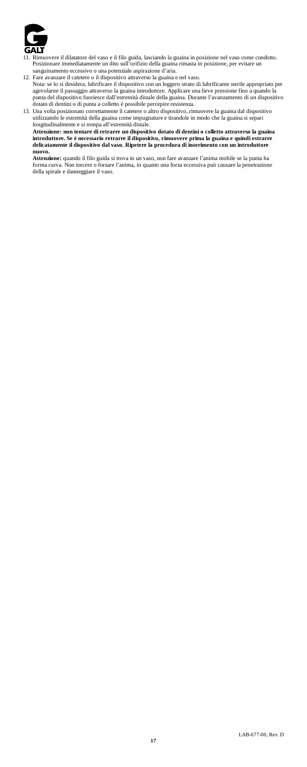11. Rimuovere il dilatatore del vaso e il filo guida, lasciando la guaina in posizione nel vaso come condotto. Posizionare immediatamente un dito sull'orifizio della guaina rimasta in posizione, per evitare un sanguinamento eccessivo o una potenziale aspirazione d'aria.
12. Fare avanzare il catetere o il dispositivo attraverso la guaina e nel vaso.
    Nota: se lo si desidera, lubrificare il dispositivo con un leggero strato di lubrificante sterile appropriato per agevolarne il passaggio attraverso la guaina introduttore. Applicare una lieve pressione fino a quando la punta del dispositivo fuoriesce dall'estremità distale della guaina. Durante l'avanzamento di un dispositivo dotato di dentini o di punta a colletto è possibile percepire resistenza.
13. Una volta posizionato correttamente il catetere o altro dispositivo, rimuovere la guaina dal dispositivo utilizzando le estremità della guaina come impugnature e tirandole in modo che la guaina si separi longitudinalmente e si rompa all'estremità distale.
    **Attenzione: non tentare di retrarre un dispositivo dotato di dentini o colletto attraverso la guaina introduttore. Se è necessario retrarre il dispositivo, rimuovere prima la guaina e quindi estrarre delicatamente il dispositivo dal vaso. Ripetere la procedura di inserimento con un introduttore nuovo.**
    **Attenzione:** quando il filo guida si trova in un vaso, non fare avanzare l'anima mobile se la punta ha forma curva. Non torcere o forzare l'anima, in quanto una forza eccessiva può causare la penetrazione della spirale e danneggiare il vaso.

LAB-677-00, Rev. D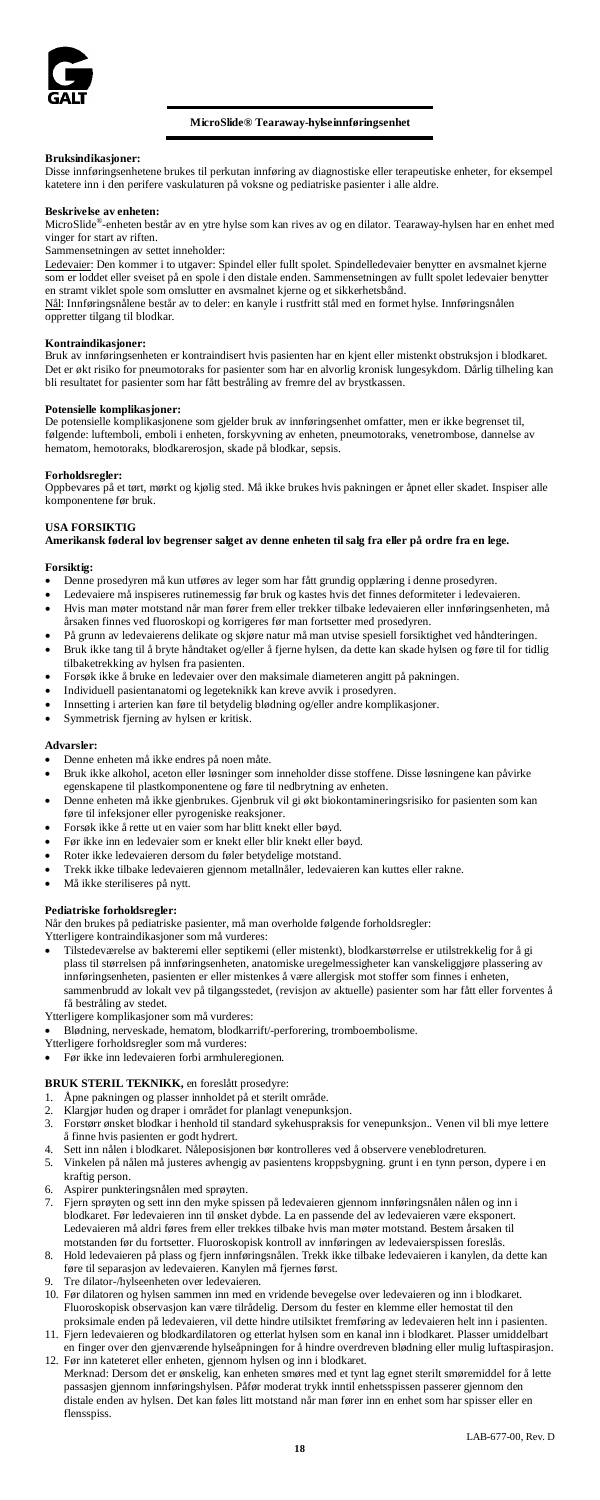**MicroSlide® Tearaway-hylseinnføringsenhet**

**Bruksindikasjoner:**
Disse innføringsenhetene brukes til perkutan innføring av diagnostiske eller terapeutiske enheter, for eksempel katetere inn i den perifere vaskulaturen på voksne og pediatriske pasienter i alle aldre.

**Beskrivelse av enheten:**
MicroSlide®-enheten består av en ytre hylse som kan rives av og en dilator. Tearaway-hylsen har en enhet med vinger for start av riften.

Sammensetningen av settet inneholder:

Ledevaier: Den kommer i to utgaver: Spindel eller fullt spolet. Spindelledevaier benytter en avsmalnet kjerne som er loddet eller sveiset på en spole i den distale enden. Sammensetningen av fullt spolet ledevaier benytter en stramt viklet spole som omslutter en avsmalnet kjerne og et sikkerhetsbånd.

Nål: Innføringsnålene består av to deler: en kanyle i rustfritt stål med en formet hylse. Innføringsnålen oppretter tilgang til blodkar.

**Kontraindikasjoner:**
Bruk av innføringsenheten er kontraindisert hvis pasienten har en kjent eller mistenkt obstruksjon i blodkaret. Det er økt risiko for pneumotoraks for pasienter som har en alvorlig kronisk lungesykdom. Dårlig tilheling kan bli resultatet for pasienter som har fått bestråling av fremre del av brystkassen.

**Potensielle komplikasjoner:**
De potensielle komplikasjonene som gjelder bruk av innføringsenhet omfatter, men er ikke begrenset til, følgende: luftemboli, emboli i enheten, forskyvning av enheten, pneumotoraks, venetrombose, dannelse av hematom, hemotoraks, blodkarerosjon, skade på blodkar, sepsis.

**Forholdsregler:**
Oppbevares på et tørt, mørkt og kjølig sted. Må ikke brukes hvis pakningen er åpnet eller skadet. Inspiser alle komponentene før bruk.

**USA FORSIKTIG**
**Amerikansk føderal lov begrenser salget av denne enheten til salg fra eller på ordre fra en lege.**

**Forsiktig:**
- Denne prosedyren må kun utføres av leger som har fått grundig opplæring i denne prosedyren.
- Ledevaiere må inspiseres rutinemessig før bruk og kastes hvis det finnes deformiteter i ledevaieren.
- Hvis man møter motstand når man fører frem eller trekker tilbake ledevaieren eller innføringsenheten, må årsaken finnes ved fluoroskopi og korrigeres før man fortsetter med prosedyren.
- På grunn av ledevaierens delikate og skjøre natur må man utvise spesiell forsiktighet ved håndteringen.
- Bruk ikke tang til å bryte håndtaket og/eller å fjerne hylsen, da dette kan skade hylsen og føre til for tidlig tilbaketrekking av hylsen fra pasienten.
- Forsøk ikke å bruke en ledevaier over den maksimale diameteren angitt på pakningen.
- Individuell pasientanatomi og legeteknikk kan kreve avvik i prosedyren.
- Innsetting i arterien kan føre til betydelig blødning og/eller andre komplikasjoner.
- Symmetrisk fjerning av hylsen er kritisk.

**Advarsler:**
- Denne enheten må ikke endres på noen måte.
- Bruk ikke alkohol, aceton eller løsninger som inneholder disse stoffene. Disse løsningene kan påvirke egenskapene til plastkomponentene og føre til nedbrytning av enheten.
- Denne enheten må ikke gjenbrukes. Gjenbruk vil gi økt biokontamineringsrisiko for pasienten som kan føre til infeksjoner eller pyrogeniske reaksjoner.
- Forsøk ikke å rette ut en vaier som har blitt knekt eller bøyd.
- Før ikke inn en ledevaier som er knekt eller blir knekt eller bøyd.
- Roter ikke ledevaieren dersom du føler betydelig motstand.
- Trekk ikke tilbake ledevaieren gjennom metallnåler, ledevaieren kan kuttes eller rakne.
- Må ikke steriliseres på nytt.

**Pediatriske forholdsregler:**
Når den brukes på pediatriske pasienter, må man overholde følgende forholdsregler:

Ytterligere kontraindikasjoner som må vurderes:
- Tilstedeværelse av bakteremi eller septikemi (eller mistenkt), blodkarstørrelse er utilstrekkelig for å gi plass til størrelsen på innføringsenheten, anatomiske uregelmessigheter kan vanskeliggjøre plassering av innføringsenheten, pasienten er eller mistenkes å være allergisk mot stoffer som finnes i enheten, sammenbrudd av lokalt vev på tilgangsstedet, (revisjon av aktuelle) pasienter som har fått eller forventes å få bestråling av stedet.

Ytterligere komplikasjoner som må vurderes:
- Blødning, nerveskade, hematom, blodkarrift/-perforering, tromboembolisme.

Ytterligere forholdsregler som må vurderes:
- Før ikke inn ledevaieren forbi armhuleregionen.

**BRUK STERIL TEKNIKK,** en foreslått prosedyre:
1. Åpne pakningen og plasser innholdet på et sterilt område.
2. Klargjør huden og draper i området for planlagt venepunksjon.
3. Forstørr ønsket blodkar i henhold til standard sykehuspraksis for venepunksjon.. Venen vil bli mye lettere å finne hvis pasienten er godt hydrert.
4. Sett inn nålen i blodkaret. Nåleposisjonen bør kontrolleres ved å observere veneblodreturen.
5. Vinkelen på nålen må justeres avhengig av pasientens kroppsbygning. grunt i en tynn person, dypere i en kraftig person.
6. Aspirer punkteringsnålen med sprøyten.
7. Fjern sprøyten og sett inn den myke spissen på ledevaieren gjennom innføringsnålen nålen og inn i blodkaret. Før ledevaieren inn til ønsket dybde. La en passende del av ledevaieren være eksponert. Ledevaieren må aldri føres frem eller trekkes tilbake hvis man møter motstand. Bestem årsaken til motstanden før du fortsetter. Fluoroskopisk kontroll av innføringen av ledevaierspissen foreslås.
8. Hold ledevaieren på plass og fjern innføringsnålen. Trekk ikke tilbake ledevaieren i kanylen, da dette kan føre til separasjon av ledevaieren. Kanylen må fjernes først.
9. Tre dilator-/hylseenheten over ledevaieren.
10. Før dilatoren og hylsen sammen inn med en vridende bevegelse over ledevaieren og inn i blodkaret. Fluoroskopisk observasjon kan være tilrådelig. Dersom du fester en klemme eller hemostat til den proksimale enden på ledevaieren, vil dette hindre utilsiktet fremføring av ledevaieren helt inn i pasienten.
11. Fjern ledevaieren og blodkardilatoren og etterlat hylsen som en kanal inn i blodkaret. Plasser umiddelbart en finger over den gjenværende hylseåpningen for å hindre overdreven blødning eller mulig luftaspirasjon.
12. Før inn kateteret eller enheten, gjennom hylsen og inn i blodkaret.
    Merknad: Dersom det er ønskelig, kan enheten smøres med et tynt lag egnet sterilt smøremiddel for å lette passasjen gjennom innføringshylsen. Påfør moderat trykk inntil enhetsspissen passerer gjennom den distale enden av hylsen. Det kan føles litt motstand når man fører inn en enhet som har spisser eller en flensspiss.

LAB-677-00, Rev. D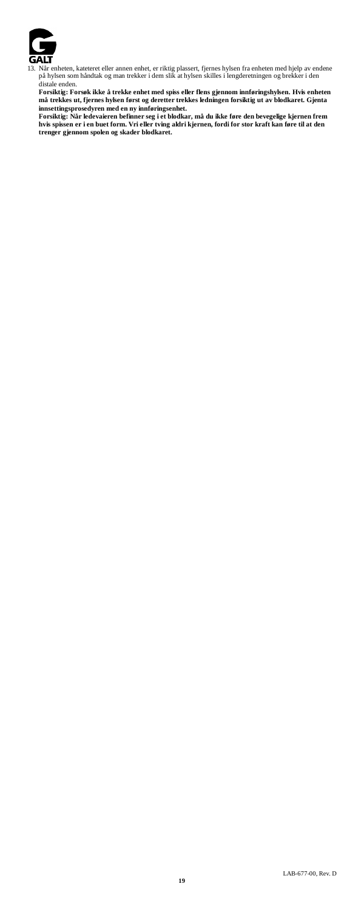13. Når enheten, kateteret eller annen enhet, er riktig plassert, fjernes hylsen fra enheten med hjelp av endene på hylsen som håndtak og man trekker i dem slik at hylsen skilles i lengderetningen og brekker i den distale enden.

**Forsiktig: Forsøk ikke å trekke enhet med spiss eller flens gjennom innføringshylsen. Hvis enheten må trekkes ut, fjernes hylsen først og deretter trekkes ledningen forsiktig ut av blodkaret. Gjenta innsettingsprosedyren med en ny innføringsenhet.**

**Forsiktig: Når ledevaieren befinner seg i et blodkar, må du ikke føre den bevegelige kjernen frem hvis spissen er i en buet form. Vri eller tving aldri kjernen, fordi for stor kraft kan føre til at den trenger gjennom spolen og skader blodkaret.**

LAB-677-00, Rev. D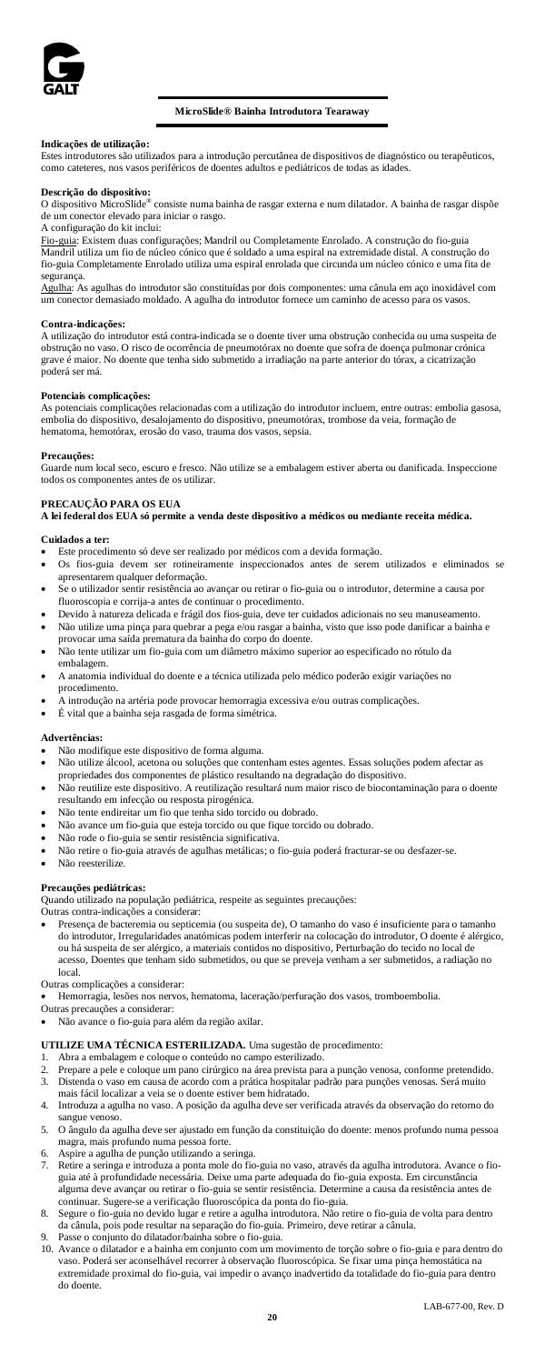**MicroSlide® Bainha Introdutora Tearaway**

**Indicações de utilização:**
Estes introdutores são utilizados para a introdução percutânea de dispositivos de diagnóstico ou terapêuticos, como cateteres, nos vasos periféricos de doentes adultos e pediátricos de todas as idades.

**Descrição do dispositivo:**
O dispositivo MicroSlide® consiste numa bainha de rasgar externa e num dilatador. A bainha de rasgar dispõe de um conector elevado para iniciar o rasgo.
A configuração do kit inclui:
Fio-guia: Existem duas configurações; Mandril ou Completamente Enrolado. A construção do fio-guia Mandril utiliza um fio de núcleo cónico que é soldado a uma espiral na extremidade distal. A construção do fio-guia Completamente Enrolado utiliza uma espiral enrolada que circunda um núcleo cónico e uma fita de segurança.
Agulha: As agulhas do introdutor são constituídas por dois componentes: uma cânula em aço inoxidável com um conector demasiado moldado. A agulha do introdutor fornece um caminho de acesso para os vasos.

**Contra-indicações:**
A utilização do introdutor está contra-indicada se o doente tiver uma obstrução conhecida ou uma suspeita de obstrução no vaso. O risco de ocorrência de pneumotórax no doente que sofra de doença pulmonar crónica grave é maior. No doente que tenha sido submetido a irradiação na parte anterior do tórax, a cicatrização poderá ser má.

**Potenciais complicações:**
As potenciais complicações relacionadas com a utilização do introdutor incluem, entre outras: embolia gasosa, embolia do dispositivo, desalojamento do dispositivo, pneumotórax, trombose da veia, formação de hematoma, hemotórax, erosão do vaso, trauma dos vasos, sepsia.

**Precauções:**
Guarde num local seco, escuro e fresco. Não utilize se a embalagem estiver aberta ou danificada. Inspeccione todos os componentes antes de os utilizar.

**PRECAUÇÃO PARA OS EUA**
**A lei federal dos EUA só permite a venda deste dispositivo a médicos ou mediante receita médica.**

**Cuidados a ter:**
- Este procedimento só deve ser realizado por médicos com a devida formação.
- Os fios-guia devem ser rotineiramente inspeccionados antes de serem utilizados e eliminados se apresentarem qualquer deformação.
- Se o utilizador sentir resistência ao avançar ou retirar o fio-guia ou o introdutor, determine a causa por fluoroscopia e corrija-a antes de continuar o procedimento.
- Devido à natureza delicada e frágil dos fios-guia, deve ter cuidados adicionais no seu manuseamento.
- Não utilize uma pinça para quebrar a pega e/ou rasgar a bainha, visto que isso pode danificar a bainha e provocar uma saída prematura da bainha do corpo do doente.
- Não tente utilizar um fio-guia com um diâmetro máximo superior ao especificado no rótulo da embalagem.
- A anatomia individual do doente e a técnica utilizada pelo médico poderão exigir variações no procedimento.
- A introdução na artéria pode provocar hemorragia excessiva e/ou outras complicações.
- É vital que a bainha seja rasgada de forma simétrica.

**Advertências:**
- Não modifique este dispositivo de forma alguma.
- Não utilize álcool, acetona ou soluções que contenham estes agentes. Essas soluções podem afectar as propriedades dos componentes de plástico resultando na degradação do dispositivo.
- Não reutilize este dispositivo. A reutilização resultará num maior risco de biocontaminação para o doente resultando em infecção ou resposta pirogénica.
- Não tente endireitar um fio que tenha sido torcido ou dobrado.
- Não avance um fio-guia que esteja torcido ou que fique torcido ou dobrado.
- Não rode o fio-guia se sentir resistência significativa.
- Não retire o fio-guia através de agulhas metálicas; o fio-guia poderá fracturar-se ou desfazer-se.
- Não reesterilize.

**Precauções pediátricas:**
Quando utilizado na população pediátrica, respeite as seguintes precauções:
Outras contra-indicações a considerar:
- Presença de bacteremia ou septicemia (ou suspeita de), O tamanho do vaso é insuficiente para o tamanho do introdutor, Irregularidades anatómicas podem interferir na colocação do introdutor, O doente é alérgico, ou há suspeita de ser alérgico, a materiais contidos no dispositivo, Perturbação do tecido no local de acesso, Doentes que tenham sido submetidos, ou que se preveja venham a ser submetidos, a radiação no local.

Outras complicações a considerar:
- Hemorragia, lesões nos nervos, hematoma, laceração/perfuração dos vasos, tromboembolia.

Outras precauções a considerar:
- Não avance o fio-guia para além da região axilar.

**UTILIZE UMA TÉCNICA ESTERILIZADA.** Uma sugestão de procedimento:
1. Abra a embalagem e coloque o conteúdo no campo esterilizado.
2. Prepare a pele e coloque um pano cirúrgico na área prevista para a punção venosa, conforme pretendido.
3. Distenda o vaso em causa de acordo com a prática hospitalar padrão para punções venosas. Será muito mais fácil localizar a veia se o doente estiver bem hidratado.
4. Introduza a agulha no vaso. A posição da agulha deve ser verificada através da observação do retorno do sangue venoso.
5. O ângulo da agulha deve ser ajustado em função da constituição do doente: menos profundo numa pessoa magra, mais profundo numa pessoa forte.
6. Aspire a agulha de punção utilizando a seringa.
7. Retire a seringa e introduza a ponta mole do fio-guia no vaso, através da agulha introdutora. Avance o fio-guia até à profundidade necessária. Deixe uma parte adequada do fio-guia exposta. Em circunstância alguma deve avançar ou retirar o fio-guia se sentir resistência. Determine a causa da resistência antes de continuar. Sugere-se a verificação fluoroscópica da ponta do fio-guia.
8. Segure o fio-guia no devido lugar e retire a agulha introdutora. Não retire o fio-guia de volta para dentro da cânula, pois pode resultar na separação do fio-guia. Primeiro, deve retirar a cânula.
9. Passe o conjunto do dilatador/bainha sobre o fio-guia.
10. Avance o dilatador e a bainha em conjunto com um movimento de torção sobre o fio-guia e para dentro do vaso. Poderá ser aconselhável recorrer à observação fluoroscópica. Se fixar uma pinça hemostática na extremidade proximal do fio-guia, vai impedir o avanço inadvertido da totalidade do fio-guia para dentro do doente.

LAB-677-00, Rev. D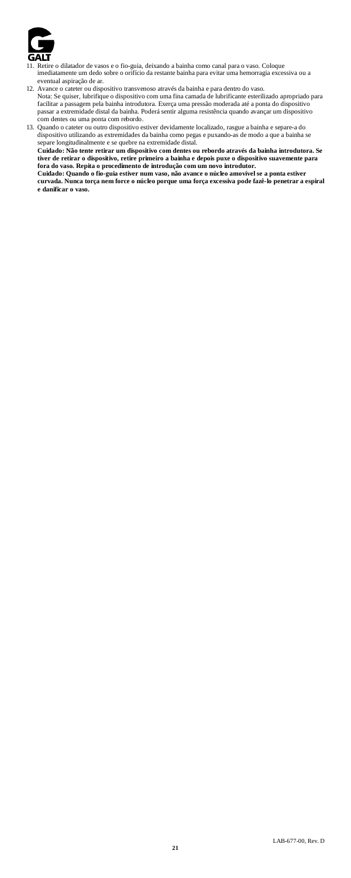11. Retire o dilatador de vasos e o fio-guia, deixando a bainha como canal para o vaso. Coloque imediatamente um dedo sobre o orifício da restante bainha para evitar uma hemorragia excessiva ou a eventual aspiração de ar.
12. Avance o cateter ou dispositivo transvenoso através da bainha e para dentro do vaso.
    Nota: Se quiser, lubrifique o dispositivo com uma fina camada de lubrificante esterilizado apropriado para facilitar a passagem pela bainha introdutora. Exerça uma pressão moderada até a ponta do dispositivo passar a extremidade distal da bainha. Poderá sentir alguma resistência quando avançar um dispositivo com dentes ou uma ponta com rebordo.
13. Quando o cateter ou outro dispositivo estiver devidamente localizado, rasgue a bainha e separe-a do dispositivo utilizando as extremidades da bainha como pegas e puxando-as de modo a que a bainha se separe longitudinalmente e se quebre na extremidade distal.
    **Cuidado: Não tente retirar um dispositivo com dentes ou rebordo através da bainha introdutora. Se tiver de retirar o dispositivo, retire primeiro a bainha e depois puxe o dispositivo suavemente para fora do vaso. Repita o procedimento de introdução com um novo introdutor.**
    **Cuidado: Quando o fio-guia estiver num vaso, não avance o núcleo amovível se a ponta estiver curvada. Nunca torça nem force o núcleo porque uma força excessiva pode fazê-lo penetrar a espiral e danificar o vaso.**

LAB-677-00, Rev. D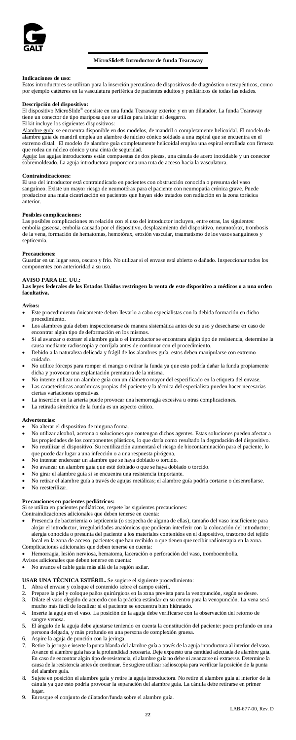## MicroSlide® Introductor de funda Tearaway

**Indicaciones de uso:**
Estos introductores se utilizan para la inserción percutánea de dispositivos de diagnóstico o terapéuticos, como por ejemplo catéteres en la vasculatura periférica de pacientes adultos y pediátricos de todas las edades.

**Descripción del dispositivo:**
El dispositivo MicroSlide® consiste en una funda Tearaway exterior y en un dilatador. La funda Tearaway tiene un conector de tipo mariposa que se utiliza para iniciar el desgarro.
El kit incluye los siguientes dispositivos:
Alambre guía: se encuentra disponible en dos modelos, de mandril o completamente helicoidal. El modelo de alambre guía de mandril emplea un alambre de núcleo cónico soldado a una espiral que se encuentra en el extremo distal. El modelo de alambre guía completamente helicoidal emplea una espiral enrollada con firmeza que rodea un núcleo cónico y una cinta de seguridad.
Aguja: las agujas introductoras están compuestas de dos piezas, una cánula de acero inoxidable y un conector sobremoldeado. La aguja introductora proporciona una ruta de acceso hacia la vasculatura.

**Contraindicaciones:**
El uso del introductor está contraindicado en pacientes con obstrucción conocida o presunta del vaso sanguíneo. Existe un mayor riesgo de neumotórax para el paciente con neumopatía crónica grave. Puede producirse una mala cicatrización en pacientes que hayan sido tratados con radiación en la zona torácica anterior.

**Posibles complicaciones:**
Las posibles complicaciones en relación con el uso del introductor incluyen, entre otras, las siguientes: embolia gaseosa, embolia causada por el dispositivo, desplazamiento del dispositivo, neumotórax, trombosis de la vena, formación de hematomas, hemotórax, erosión vascular, traumatismo de los vasos sanguíneos y septicemia.

**Precauciones:**
Guardar en un lugar seco, oscuro y frío. No utilizar si el envase está abierto o dañado. Inspeccionar todos los componentes con anterioridad a su uso.

**AVISO PARA EE. UU.:**
**Las leyes federales de los Estados Unidos restringen la venta de este dispositivo a médicos o a una orden facultativa.**

**Avisos:**
- Este procedimiento únicamente deben llevarlo a cabo especialistas con la debida formación en dicho procedimiento.
- Los alambres guía deben inspeccionarse de manera sistemática antes de su uso y desecharse en caso de encontrar algún tipo de deformación en los mismos.
- Si al avanzar o extraer el alambre guía o el introductor se encontrara algún tipo de resistencia, determine la causa mediante radioscopia y corríjala antes de continuar con el procedimiento.
- Debido a la naturaleza delicada y frágil de los alambres guía, estos deben manipularse con extremo cuidado.
- No utilice fórceps para romper el mango o retirar la funda ya que esto podría dañar la funda propiamente dicha y provocar una explantación prematura de la misma.
- No intente utilizar un alambre guía con un diámetro mayor del especificado en la etiqueta del envase.
- Las características anatómicas propias del paciente y la técnica del especialista pueden hacer necesarias ciertas variaciones operativas.
- La inserción en la arteria puede provocar una hemorragia excesiva u otras complicaciones.
- La retirada simétrica de la funda es un aspecto crítico.

**Advertencias:**
- No alterar el dispositivo de ninguna forma.
- No utilizar alcohol, acetona o soluciones que contengan dichos agentes. Estas soluciones pueden afectar a las propiedades de los componentes plásticos, lo que daría como resultado la degradación del dispositivo.
- No reutilizar el dispositivo. Su reutilización aumentará el riesgo de biocontaminación para el paciente, lo que puede dar lugar a una infección o a una respuesta pirógena.
- No intentar enderezar un alambre que se haya doblado o torcido.
- No avanzar un alambre guía que esté doblado o que se haya doblado o torcido.
- No girar el alambre guía si se encuentra una resistencia importante.
- No retirar el alambre guía a través de agujas metálicas; el alambre guía podría cortarse o desenrollarse.
- No reesterilizar.

**Precauciones en pacientes pediátricos:**
Si se utiliza en pacientes pediátricos, respete las siguientes precauciones:
Contraindicaciones adicionales que deben tenerse en cuenta:
- Presencia de bacteriemia o septicemia (o sospecha de alguna de ellas), tamaño del vaso insuficiente para alojar el introductor, irregularidades anatómicas que pudieran interferir con la colocación del introductor; alergia conocida o presunta del paciente a los materiales contenidos en el dispositivo, trastorno del tejido local en la zona de acceso, pacientes que han recibido o que tienen que recibir radioterapia en la zona.

Complicaciones adicionales que deben tenerse en cuenta:
- Hemorragia, lesión nerviosa, hematoma, laceración o perforación del vaso, tromboembolia.

Avisos adicionales que deben tenerse en cuenta:
- No avance el cable guía más allá de la región axilar.

**USAR UNA TÉCNICA ESTÉRIL.** Se sugiere el siguiente procedimiento:
1. Abra el envase y coloque el contenido sobre el campo estéril.
2. Prepare la piel y coloque paños quirúrgicos en la zona prevista para la venopunción, según se desee.
3. Dilate el vaso elegido de acuerdo con la práctica estándar en su centro para la venopunción. La vena será mucho más fácil de localizar si el paciente se encuentra bien hidratado.
4. Inserte la aguja en el vaso. La posición de la aguja debe verificarse con la observación del retorno de sangre venosa.
5. El ángulo de la aguja debe ajustarse teniendo en cuenta la constitución del paciente: poco profundo en una persona delgada, y más profundo en una persona de complexión gruesa.
6. Aspire la aguja de punción con la jeringa.
7. Retire la jeringa e inserte la punta blanda del alambre guía a través de la aguja introductora al interior del vaso. Avance el alambre guía hasta la profundidad necesaria. Deje expuesto una cantidad adecuada de alambre guía. En caso de encontrar algún tipo de resistencia, el alambre guía no debe ni avanzarse ni extraerse. Determine la causa de la resistencia antes de continuar. Se sugiere utilizar radioscopia para verificar la posición de la punta del alambre guía.
8. Sujete en posición el alambre guía y retire la aguja introductora. No retire el alambre guía al interior de la cánula ya que esto podría provocar la separación del alambre guía. La cánula debe retirarse en primer lugar.
9. Enrosque el conjunto de dilatador/funda sobre el alambre guía.

LAB-677-00, Rev. D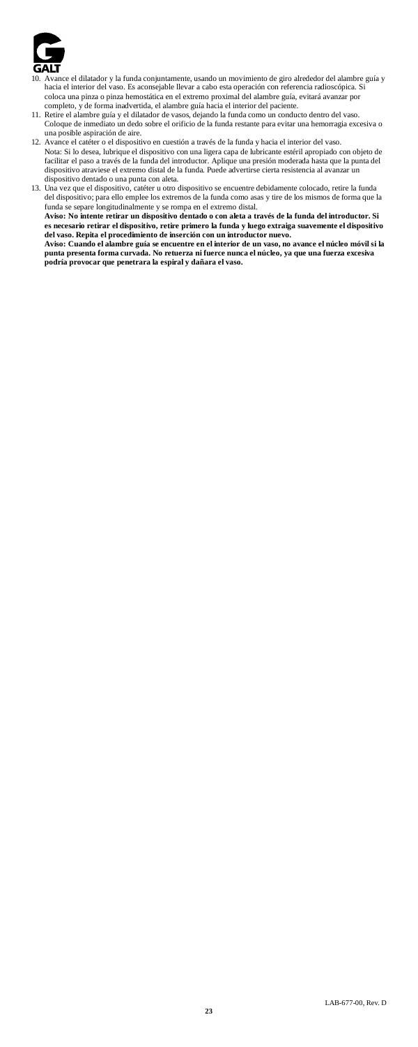10. Avance el dilatador y la funda conjuntamente, usando un movimiento de giro alrededor del alambre guía y hacia el interior del vaso. Es aconsejable llevar a cabo esta operación con referencia radioscópica. Si coloca una pinza o pinza hemostática en el extremo proximal del alambre guía, evitará avanzar por completo, y de forma inadvertida, el alambre guía hacia el interior del paciente.
11. Retire el alambre guía y el dilatador de vasos, dejando la funda como un conducto dentro del vaso. Coloque de inmediato un dedo sobre el orificio de la funda restante para evitar una hemorragia excesiva o una posible aspiración de aire.
12. Avance el catéter o el dispositivo en cuestión a través de la funda y hacia el interior del vaso.
    Nota: Si lo desea, lubrique el dispositivo con una ligera capa de lubricante estéril apropiado con objeto de facilitar el paso a través de la funda del introductor. Aplique una presión moderada hasta que la punta del dispositivo atraviese el extremo distal de la funda. Puede advertirse cierta resistencia al avanzar un dispositivo dentado o una punta con aleta.
13. Una vez que el dispositivo, catéter u otro dispositivo se encuentre debidamente colocado, retire la funda del dispositivo; para ello emplee los extremos de la funda como asas y tire de los mismos de forma que la funda se separe longitudinalmente y se rompa en el extremo distal.
    **Aviso: No intente retirar un dispositivo dentado o con aleta a través de la funda del introductor. Si es necesario retirar el dispositivo, retire primero la funda y luego extraiga suavemente el dispositivo del vaso. Repita el procedimiento de inserción con un introductor nuevo.**
    **Aviso: Cuando el alambre guía se encuentre en el interior de un vaso, no avance el núcleo móvil si la punta presenta forma curvada. No retuerza ni fuerce nunca el núcleo, ya que una fuerza excesiva podría provocar que penetrara la espiral y dañara el vaso.**

LAB-677-00, Rev. D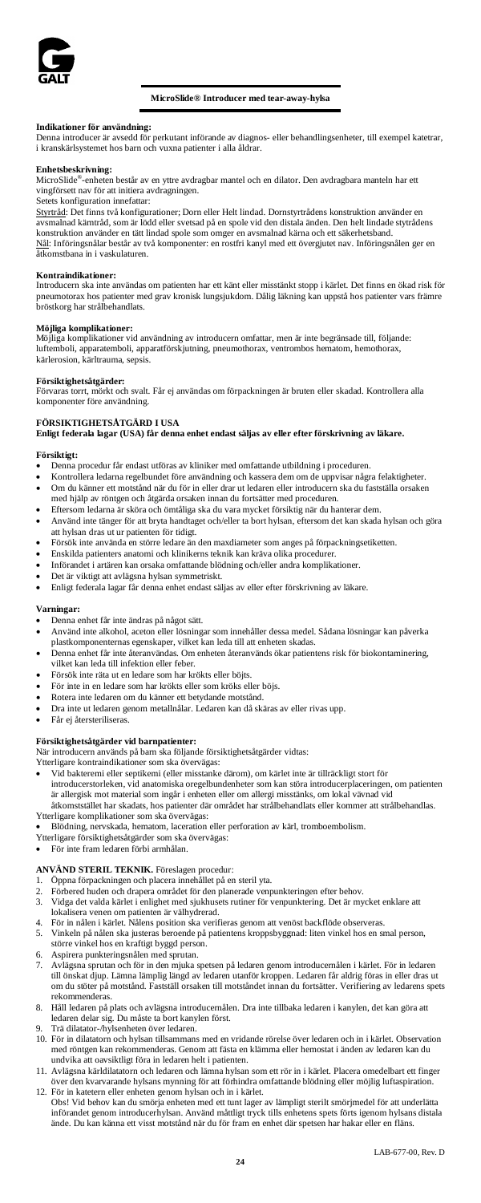**MicroSlide® Introducer med tear-away-hylsa**

**Indikationer för användning:**
Denna introducer är avsedd för perkutant införande av diagnos- eller behandlingsenheter, till exempel katetrar, i kranskärlsystemet hos barn och vuxna patienter i alla åldrar.

**Enhetsbeskrivning:**
MicroSlide®-enheten består av en yttre avdragbar mantel och en dilator. Den avdragbara manteln har ett vingförsett nav för att initiera avdragningen.
Setets konfiguration innefattar:
Styrtråd: Det finns två konfigurationer; Dorn eller Helt lindad. Dornstyrtrådens konstruktion använder en avsmalnad kärntråd, som är lödd eller svetsad på en spole vid den distala änden. Den helt lindade styrtrådens konstruktion använder en tätt lindad spole som omger en avsmalnad kärna och ett säkerhetsband.
Nål: Införingsnålar består av två komponenter: en rostfri kanyl med ett övergjutet nav. Införingsnålen ger en åtkomstbana in i vaskulaturen.

**Kontraindikationer:**
Introducern ska inte användas om patienten har ett känt eller misstänkt stopp i kärlet. Det finns en ökad risk för pneumotorax hos patienter med grav kronisk lungsjukdom. Dålig läkning kan uppstå hos patienter vars främre bröstkorg har strålbehandlats.

**Möjliga komplikationer:**
Möjliga komplikationer vid användning av introducern omfattar, men är inte begränsade till, följande: luftemboli, apparatemboli, apparatförskjutning, pneumothorax, ventrombos hematom, hemothorax, kärlerosion, kärltrauma, sepsis.

**Försiktighetsåtgärder:**
Förvaras torrt, mörkt och svalt. Får ej användas om förpackningen är bruten eller skadad. Kontrollera alla komponenter före användning.

**FÖRSIKTIGHETSÅTGÄRD I USA**
**Enligt federala lagar (USA) får denna enhet endast säljas av eller efter förskrivning av läkare.**

**Försiktigt:**
- Denna procedur får endast utföras av kliniker med omfattande utbildning i proceduren.
- Kontrollera ledarna regelbundet före användning och kassera dem om de uppvisar några felaktigheter.
- Om du känner ett motstånd när du för in eller drar ut ledaren eller introducern ska du fastställa orsaken med hjälp av röntgen och/eller åtgärda orsaken innan du fortsätter med proceduren.
- Eftersom ledarna är sköra och ömtåliga ska du vara mycket försiktig när du hanterar dem.
- Använd inte tänger för att bryta handtaget och/eller ta bort hylsan, eftersom det kan skada hylsan och göra att hylsan dras ut ur patienten för tidigt.
- Försök inte använda en större ledare än den maxdiameter som anges på förpackningsetiketten.
- Enskilda patienters anatomi och klinikerns teknik kan kräva olika procedurer.
- Införandet i artären kan orsaka omfattande blödning och/eller andra komplikationer.
- Det är viktigt att avlägsna hylsan symmetriskt.
- Enligt federala lagar får denna enhet endast säljas av eller efter förskrivning av läkare.

**Varningar:**
- Denna enhet får inte ändras på något sätt.
- Använd inte alkohol, aceton eller lösningar som innehåller dessa medel. Sådana lösningar kan påverka plastkomponenternas egenskaper, vilket kan leda till att enheten skadas.
- Denna enhet får inte återanvändas. Om enheten återanvänds ökar patientens risk för biokontaminering, vilket kan leda till infektion eller feber.
- Försök inte räta ut en ledare som har krökts eller böjts.
- För inte in en ledare som har krökts eller som kröks eller böjs.
- Rotera inte ledaren om du känner ett betydande motstånd.
- Dra inte ut ledaren genom metallnålar. Ledaren kan då skäras av eller rivas upp.
- Får ej återsteriliseras.

**Försiktighetsåtgärder vid barnpatienter:**
När introducern används på barn ska följande försiktighetsåtgärder vidtas:
Ytterligare kontraindikationer som ska övervägas:
- Vid bakteremi eller septikemi (eller misstanke därom), om kärlet inte är tillräckligt stort för introducerstorleken, vid anatomiska oregelbundenheter som kan störa introducerplaceringen, om patienten är allergisk mot material som ingår i enheten eller om allergi misstänks, om lokal vävnad vid åtkomststället har skadats, hos patienter där området har strålbehandlats eller kommer att strålbehandlas.

Ytterligare komplikationer som ska övervägas:
- Blödning, nervskada, hematom, laceration eller perforation av kärl, tromboembolism.

Ytterligare försiktighetsåtgärder som ska övervägas:
- För inte fram ledaren förbi armhålan.

**ANVÄND STERIL TEKNIK.** Föreslagen procedur:
1. Öppna förpackningen och placera innehållet på en steril yta.
2. Förbered huden och drapera området för den planerade venpunkteringen efter behov.
3. Vidga det valda kärlet i enlighet med sjukhusets rutiner för venpunktering. Det är mycket enklare att lokalisera venen om patienten är välhydrerad.
4. För in nålen i kärlet. Nålens position ska verifieras genom att venöst backflöde observeras.
5. Vinkeln på nålen ska justeras beroende på patientens kroppsbyggnad: liten vinkel hos en smal person, större vinkel hos en kraftigt byggd person.
6. Aspirera punkteringsnålen med sprutan.
7. Avlägsna sprutan och för in den mjuka spetsen på ledaren genom introducernålen i kärlet. För in ledaren till önskat djup. Lämna lämplig längd av ledaren utanför kroppen. Ledaren får aldrig föras in eller dras ut om du stöter på motstånd. Fastställ orsaken till motståndet innan du fortsätter. Verifiering av ledarens spets rekommenderas.
8. Håll ledaren på plats och avlägsna introducernålen. Dra inte tillbaka ledaren i kanylen, det kan göra att ledaren delar sig. Du måste ta bort kanylen först.
9. Trä dilatator-/hylsenheten över ledaren.
10. För in dilatatorn och hylsan tillsammans med en vridande rörelse över ledaren och in i kärlet. Observation med röntgen kan rekommenderas. Genom att fästa en klämma eller hemostat i änden av ledaren kan du undvika att oavsiktligt föra in ledaren helt i patienten.
11. Avlägsna kärldilatatorn och ledaren och lämna hylsan som ett rör in i kärlet. Placera omedelbart ett finger över den kvarvarande hylsans mynning för att förhindra omfattande blödning eller möjlig luftaspiration.
12. För in katetern eller enheten genom hylsan och in i kärlet.
    Obs! Vid behov kan du smörja enheten med ett tunt lager av lämpligt sterilt smörjmedel för att underlätta införandet genom introducerhylsan. Använd måttligt tryck tills enhetens spets förts igenom hylsans distala ände. Du kan känna ett visst motstånd när du för fram en enhet där spetsen har hakar eller en fläns.

LAB-677-00, Rev. D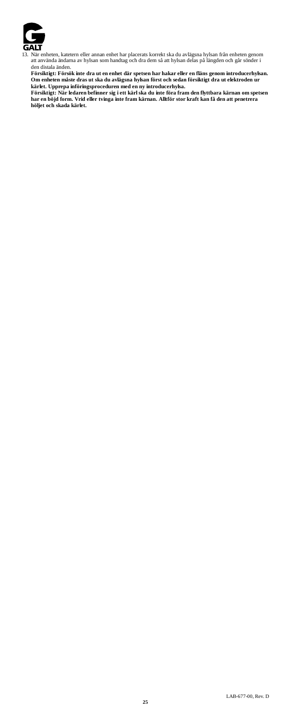13. När enheten, katetern eller annan enhet har placerats korrekt ska du avlägsna hylsan från enheten genom att använda ändarna av hylsan som handtag och dra dem så att hylsan delas på längden och går sönder i den distala änden.

    **Försiktigt: Försök inte dra ut en enhet där spetsen har hakar eller en fläns genom introducerhylsan. Om enheten måste dras ut ska du avlägsna hylsan först och sedan försiktigt dra ut elektroden ur kärlet. Upprepa införingsproceduren med en ny introducerhylsa.**

    **Försiktigt: När ledaren befinner sig i ett kärl ska du inte föra fram den flyttbara kärnan om spetsen har en böjd form. Vrid eller tvinga inte fram kärnan. Alltför stor kraft kan få den att penetrera höljet och skada kärlet.**

LAB-677-00, Rev. D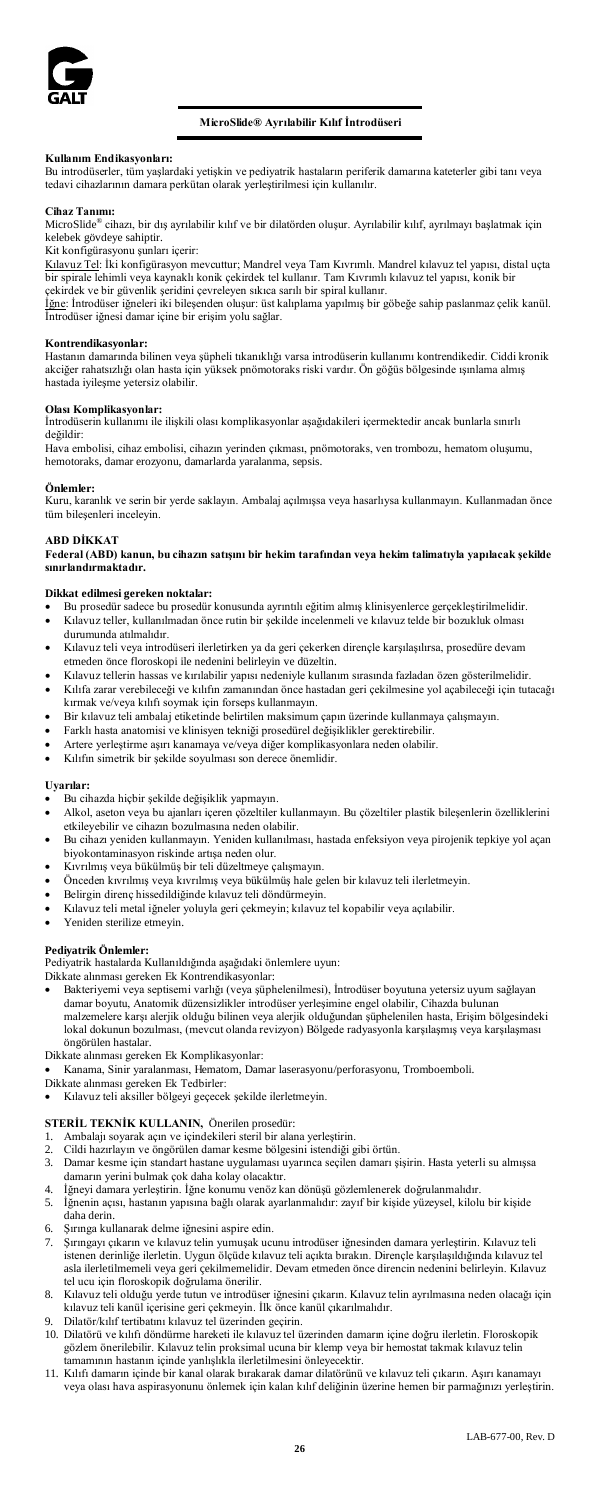## MicroSlide® Ayrılabilir Kılıf İntrodüseri

**Kullanım Endikasyonları:**
Bu introdüserler, tüm yaşlardaki yetişkin ve pediyatrik hastaların periferik damarına kateterler gibi tanı veya tedavi cihazlarının damara perkütan olarak yerleştirilmesi için kullanılır.

**Cihaz Tanımı:**
MicroSlide® cihazı, bir dış ayrılabilir kılıf ve bir dilatörden oluşur. Ayrılabilir kılıf, ayrılmayı başlatmak için kelebek gövdeye sahiptir.
Kit konfigürasyonu şunları içerir:
Kılavuz Tel: İki konfigürasyon mevcuttur; Mandrel veya Tam Kıvrımlı. Mandrel kılavuz tel yapısı, distal uçta bir spirale lehimli veya kaynaklı konik çekirdek tel kullanır. Tam Kıvrımlı kılavuz tel yapısı, konik bir çekirdek ve bir güvenlik şeridini çevreleyen sıkıca sarılı bir spiral kullanır.
İğne: İntrodüser iğneleri iki bileşenden oluşur: üst kalıplama yapılmış bir göbeğe sahip paslanmaz çelik kanül. İntrodüser iğnesi damar içine bir erişim yolu sağlar.

**Kontrendikasyonlar:**
Hastanın damarında bilinen veya şüpheli tıkanıklığı varsa introdüserin kullanımı kontrendikedir. Ciddi kronik akciğer rahatsızlığı olan hasta için yüksek pnömotoraks riski vardır. Ön göğüs bölgesinde ışınlama almış hastada iyileşme yetersiz olabilir.

**Olası Komplikasyonlar:**
İntrodüserin kullanımı ile ilişkili olası komplikasyonlar aşağıdakileri içermektedir ancak bunlarla sınırlı değildir:
Hava embolisi, cihaz embolisi, cihazın yerinden çıkması, pnömotoraks, ven trombozu, hematom oluşumu, hemotoraks, damar erozyonu, damarlarda yaralanma, sepsis.

**Önlemler:**
Kuru, karanlık ve serin bir yerde saklayın. Ambalaj açılmışsa veya hasarlıysa kullanmayın. Kullanmadan önce tüm bileşenleri inceleyin.

**ABD DİKKAT**
**Federal (ABD) kanun, bu cihazın satışını bir hekim tarafından veya hekim talimatıyla yapılacak şekilde sınırlandırmaktadır.**

**Dikkat edilmesi gereken noktalar:**

- Bu prosedür sadece bu prosedür konusunda ayrıntılı eğitim almış klinisyenlerce gerçekleştirilmelidir.
- Kılavuz teller, kullanılmadan önce rutin bir şekilde incelenmeli ve kılavuz telde bir bozukluk olması durumunda atılmalıdır.
- Kılavuz teli veya introdüseri ilerletirken ya da geri çekerken dirençle karşılaşılırsa, prosedüre devam etmeden önce floroskopi ile nedenini belirleyin ve düzeltin.
- Kılavuz tellerin hassas ve kırılabilir yapısı nedeniyle kullanım sırasında fazladan özen gösterilmelidir.
- Kılıfa zarar verebileceği ve kılıfın zamanından önce hastadan geri çekilmesine yol açabileceği için tutacağı kırmak ve/veya kılıfı soymak için forseps kullanmayın.
- Bir kılavuz teli ambalaj etiketinde belirtilen maksimum çapın üzerinde kullanmaya çalışmayın.
- Farklı hasta anatomisi ve klinisyen tekniği prosedürel değişiklikler gerektirebilir.
- Artere yerleştirme aşırı kanamaya ve/veya diğer komplikasyonlara neden olabilir.
- Kılıfın simetrik bir şekilde soyulması son derece önemlidir.

**Uyarılar:**

- Bu cihazda hiçbir şekilde değişiklik yapmayın.
- Alkol, aseton veya bu ajanları içeren çözeltiler kullanmayın. Bu çözeltiler plastik bileşenlerin özelliklerini etkileyebilir ve cihazın bozulmasına neden olabilir.
- Bu cihazı yeniden kullanmayın. Yeniden kullanılması, hastada enfeksiyon veya pirojenik tepkiye yol açan biyokontaminasyon riskinde artışa neden olur.
- Kıvrılmış veya bükülmüş bir teli düzeltmeye çalışmayın.
- Önceden kıvrılmış veya kıvrılmış veya bükülmüş hale gelen bir kılavuz teli ilerletmeyin.
- Belirgin direnç hissedildiğinde kılavuz teli döndürmeyin.
- Kılavuz teli metal iğneler yoluyla geri çekmeyin; kılavuz tel kopabilir veya açılabilir.
- Yeniden sterilize etmeyin.

**Pediyatrik Önlemler:**
Pediyatrik hastalarda Kullanıldığında aşağıdaki önlemlere uyun:
Dikkate alınması gereken Ek Kontrendikasyonlar:

- Bakteriyemi veya septisemi varlığı (veya şüphelenilmesi), İntrodüser boyutuna yetersiz uyum sağlayan damar boyutu, Anatomik düzensizlikler introdüser yerleşimine engel olabilir, Cihazda bulunan malzemelere karşı alerjik olduğu bilinen veya alerjik olduğundan şüphelenilen hasta, Erişim bölgesindeki lokal dokunun bozulması, (mevcut olanda revizyon) Bölgede radyasyonla karşılaşmış veya karşılaşması öngörülen hastalar.

Dikkate alınması gereken Ek Komplikasyonlar:

- Kanama, Sinir yaralanması, Hematom, Damar laserasyonu/perforasyonu, Tromboemboli.

Dikkate alınması gereken Ek Tedbirler:

- Kılavuz teli aksiller bölgeyi geçecek şekilde ilerletmeyin.

**STERİL TEKNİK KULLANIN,** Önerilen prosedür:

1. Ambalajı soyarak açın ve içindekileri steril bir alana yerleştirin.
2. Cildi hazırlayın ve öngörülen damar kesme bölgesini istendiği gibi örtün.
3. Damar kesme için standart hastane uygulaması uyarınca seçilen damarı şişirin. Hasta yeterli su almışsa damarın yerini bulmak çok daha kolay olacaktır.
4. İğneyi damara yerleştirin. İğne konumu venöz kan dönüşü gözlemlenerek doğrulanmalıdır.
5. İğnenin açısı, hastanın yapısına bağlı olarak ayarlanmalıdır: zayıf bir kişide yüzeysel, kilolu bir kişide daha derin.
6. Şırınga kullanarak delme iğnesini aspire edin.
7. Şırıngayı çıkarın ve kılavuz telin yumuşak ucunu introdüser iğnesinden damara yerleştirin. Kılavuz teli istenen derinliğe ilerletin. Uygun ölçüde kılavuz teli açıkta bırakın. Dirençle karşılaşıldığında kılavuz tel asla ilerletilmemeli veya geri çekilmemelidir. Devam etmeden önce direncin nedenini belirleyin. Kılavuz tel ucu için floroskopik doğrulama önerilir.
8. Kılavuz teli olduğu yerde tutun ve introdüser iğnesini çıkarın. Kılavuz telin ayrılmasına neden olacağı için kılavuz teli kanül içerisine geri çekmeyin. İlk önce kanül çıkarılmalıdır.
9. Dilatör/kılıf tertibatını kılavuz tel üzerinden geçirin.
10. Dilatörü ve kılıfı döndürme hareketi ile kılavuz tel üzerinden damarın içine doğru ilerletin. Floroskopik gözlem önerilebilir. Kılavuz telin proksimal ucuna bir klemp veya hemostat takmak kılavuz telin tamamının hastanın içinde yanlışlıkla ilerletilmesini önleyecektir.
11. Kılıfı damarın içinde bir kanal olarak bırakarak damar dilatörünü ve kılavuz teli çıkarın. Aşırı kanamayı veya olası hava aspirasyonunu önlemek için kalan kılıf deliğinin üzerine hemen bir parmağınızı yerleştirin.

LAB-677-00, Rev. D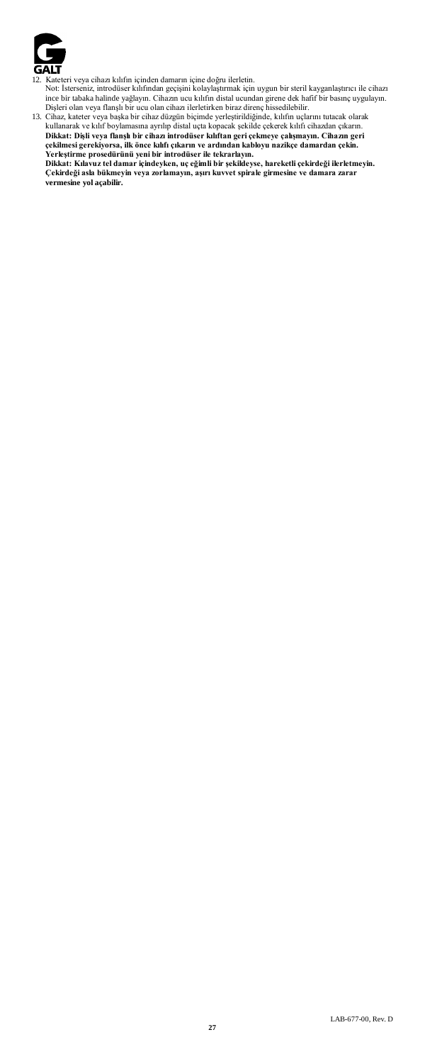12. Kateteri veya cihazı kılıfın içinden damarın içine doğru ilerletin.
    Not: İsterseniz, introdüser kılıfından geçişini kolaylaştırmak için uygun bir steril kayganlaştırıcı ile cihazı ince bir tabaka halinde yağlayın. Cihazın ucu kılıfın distal ucundan girene dek hafif bir basınç uygulayın. Dişleri olan veya flanşlı bir ucu olan cihazı ilerletirken biraz direnç hissedilebilir.
13. Cihaz, kateter veya başka bir cihaz düzgün biçimde yerleştirildiğinde, kılıfın uçlarını tutacak olarak kullanarak ve kılıf boylamasına ayrılıp distal uçta kopacak şekilde çekerek kılıfı cihazdan çıkarın.
    **Dikkat: Dişli veya flanşlı bir cihazı introdüser kılıftan geri çekmeye çalışmayın. Cihazın geri çekilmesi gerekiyorsa, ilk önce kılıfı çıkarın ve ardından kabloyu nazikçe damardan çekin. Yerleştirme prosedürünü yeni bir introdüser ile tekrarlayın.**
    **Dikkat: Kılavuz tel damar içindeyken, uç eğimli bir şekildeyse, hareketli çekirdeği ilerletmeyin. Çekirdeği asla bükmeyin veya zorlamayın, aşırı kuvvet spirale girmesine ve damara zarar vermesine yol açabilir.**

LAB-677-00, Rev. D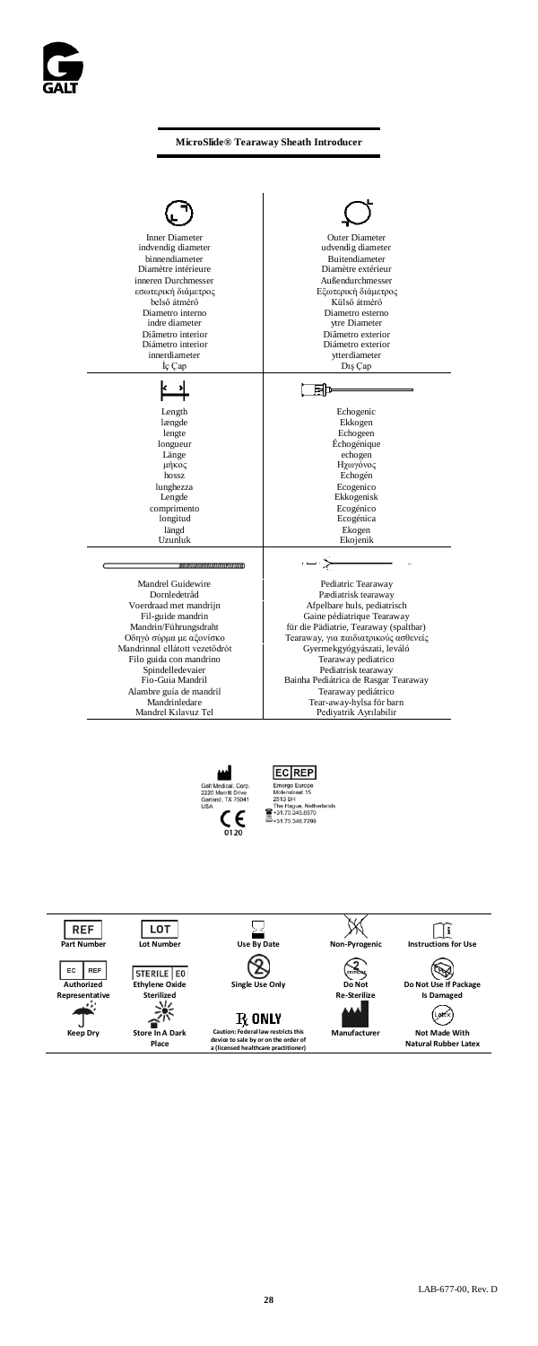GALT

**MicroSlide® Tearaway Sheath Introducer**

| | |
|---|---|
| Inner Diameter<br>indvendig diameter<br>binnendiameter<br>Diamètre intérieure<br>inneren Durchmesser<br>εσωτερική διάμετρος<br>belső átmérő<br>Diametro interno<br>indre diameter<br>Diâmetro interior<br>Diámetro interior<br>innerdiameter<br>İç Çap | Outer Diameter<br>udvendig diameter<br>Buitendiameter<br>Diamètre extérieur<br>Außendurchmesser<br>Εξωτερική διάμετρος<br>Külső átmérő<br>Diametro esterno<br>ytre Diameter<br>Diâmetro exterior<br>Diámetro exterior<br>ytterdiameter<br>Dış Çap |
| Length<br>længde<br>lengte<br>longueur<br>Länge<br>μήκος<br>hossz<br>lunghezza<br>Lengde<br>comprimento<br>longitud<br>längd<br>Uzunluk | Echogenic<br>Ekkogen<br>Echogeen<br>Échogénique<br>echogen<br>Ηχωγόνος<br>Echogén<br>Ecogenico<br>Ekkogenisk<br>Ecogénico<br>Ecogénica<br>Ekogen<br>Ekojenik |
| Mandrel Guidewire<br>Dornledetråd<br>Voerdraad met mandrijn<br>Fil-guide mandrin<br>Mandrin/Führungsdraht<br>Οδηγό σύρμα με αξονίσκο<br>Mandrinnal ellátott vezetődrót<br>Filo guida con mandrino<br>Spindelledevaier<br>Fio-Guia Mandril<br>Alambre guía de mandril<br>Mandrinledare<br>Mandrel Kılavuz Tel | Pediatric Tearaway<br>Pædiatrisk tearaway<br>Afpelbare huls, pediatrisch<br>Gaine pédiatrique Tearaway<br>für die Pädiatrie, Tearaway (spaltbar)<br>Tearaway, για παιδιατρικούς ασθενείς<br>Gyermekgyógyászati, leváló<br>Tearaway pediatrico<br>Pediatrisk tearaway<br>Bainha Pediátrica de Rasgar Tearaway<br>Tearaway pediátrico<br>Tear-away-hylsa för barn<br>Pediyatrik Ayrılabilir |

Galt Medical, Corp.
2220 Merritt Drive
Garland, TX 75041
USA

CE 0120

EC REP
Emergo Europe
Molenstraat 15
2513 BH
The Hague, Netherlands
+31.70.345.8570
+31.70.346.7299

| | | | | |
|---|---|---|---|---|
| REF<br>**Part Number** | LOT<br>**Lot Number** | **Use By Date** | **Non-Pyrogenic** | **Instructions for Use** |
| EC REP<br>**Authorized Representative** | STERILE EO<br>**Ethylene Oxide Sterilized** | **Single Use Only** | **Do Not Re-Sterilize** | **Do Not Use If Package Is Damaged** |
| **Keep Dry** | **Store In A Dark Place** | Rx ONLY<br>**Caution: Federal law restricts this device to sale by or on the order of a (licensed healthcare practitioner)** | **Manufacturer** | **Not Made With Natural Rubber Latex** |

LAB-677-00, Rev. D